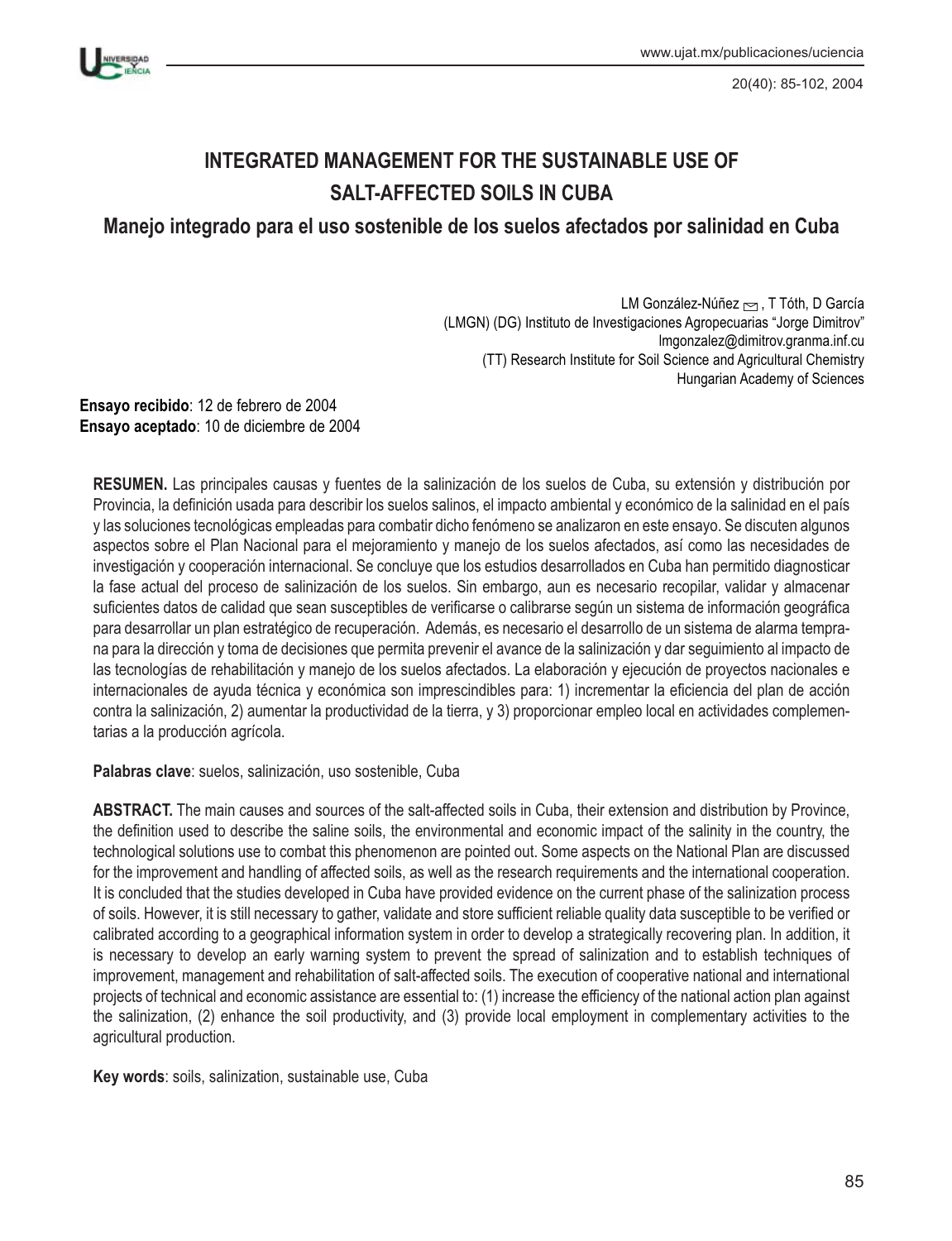# INTEGRATED MANAGEMENT FOR THE SUSTAINABLE USE OF SALT-AFFECTED SOILS IN CUBA

## Manejo integrado para el uso sostenible de los suelos afectados por salinidad en Cuba

LM González-Núñez ✉, T Tóth, D García
(LMGN) (DG) Instituto de Investigaciones Agropecuarias "Jorge Dimitrov"
lmgonzalez@dimitrov.granma.inf.cu
(TT) Research Institute for Soil Science and Agricultural Chemistry
Hungarian Academy of Sciences

**Ensayo recibido**: 12 de febrero de 2004
**Ensayo aceptado**: 10 de diciembre de 2004

**RESUMEN.** Las principales causas y fuentes de la salinización de los suelos de Cuba, su extensión y distribución por Provincia, la definición usada para describir los suelos salinos, el impacto ambiental y económico de la salinidad en el país y las soluciones tecnológicas empleadas para combatir dicho fenómeno se analizaron en este ensayo. Se discuten algunos aspectos sobre el Plan Nacional para el mejoramiento y manejo de los suelos afectados, así como las necesidades de investigación y cooperación internacional. Se concluye que los estudios desarrollados en Cuba han permitido diagnosticar la fase actual del proceso de salinización de los suelos. Sin embargo, aun es necesario recopilar, validar y almacenar suficientes datos de calidad que sean susceptibles de verificarse o calibrarse según un sistema de información geográfica para desarrollar un plan estratégico de recuperación. Además, es necesario el desarrollo de un sistema de alarma temprana para la dirección y toma de decisiones que permita prevenir el avance de la salinización y dar seguimiento al impacto de las tecnologías de rehabilitación y manejo de los suelos afectados. La elaboración y ejecución de proyectos nacionales e internacionales de ayuda técnica y económica son imprescindibles para: 1) incrementar la eficiencia del plan de acción contra la salinización, 2) aumentar la productividad de la tierra, y 3) proporcionar empleo local en actividades complementarias a la producción agrícola.

**Palabras clave**: suelos, salinización, uso sostenible, Cuba

**ABSTRACT.** The main causes and sources of the salt-affected soils in Cuba, their extension and distribution by Province, the definition used to describe the saline soils, the environmental and economic impact of the salinity in the country, the technological solutions use to combat this phenomenon are pointed out. Some aspects on the National Plan are discussed for the improvement and handling of affected soils, as well as the research requirements and the international cooperation. It is concluded that the studies developed in Cuba have provided evidence on the current phase of the salinization process of soils. However, it is still necessary to gather, validate and store sufficient reliable quality data susceptible to be verified or calibrated according to a geographical information system in order to develop a strategically recovering plan. In addition, it is necessary to develop an early warning system to prevent the spread of salinization and to establish techniques of improvement, management and rehabilitation of salt-affected soils. The execution of cooperative national and international projects of technical and economic assistance are essential to: (1) increase the efficiency of the national action plan against the salinization, (2) enhance the soil productivity, and (3) provide local employment in complementary activities to the agricultural production.

**Key words**: soils, salinization, sustainable use, Cuba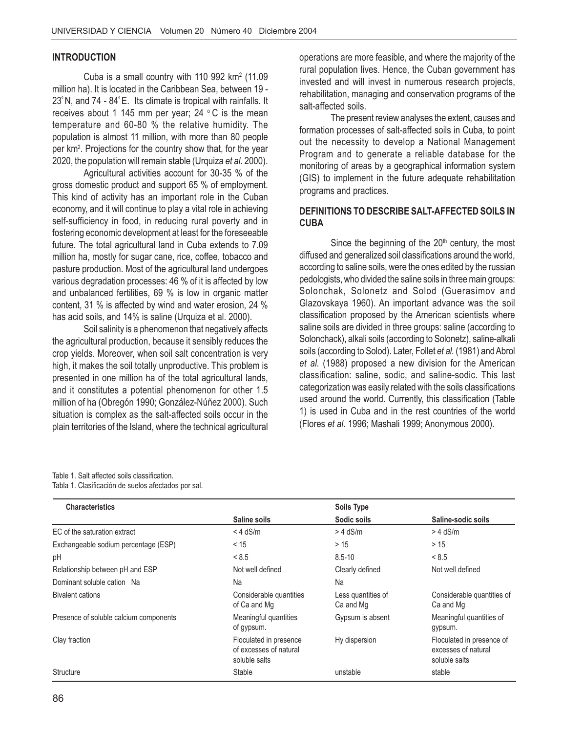## INTRODUCTION

Cuba is a small country with 110 992 km$^2$ (11.09 million ha). It is located in the Caribbean Sea, between 19 - 23° N, and 74 - 84° E. Its climate is tropical with rainfalls. It receives about 1 145 mm per year; 24 °C is the mean temperature and 60-80 % the relative humidity. The population is almost 11 million, with more than 80 people per km$^2$. Projections for the country show that, for the year 2020, the population will remain stable (Urquiza *et al.* 2000).

Agricultural activities account for 30-35 % of the gross domestic product and support 65 % of employment. This kind of activity has an important role in the Cuban economy, and it will continue to play a vital role in achieving self-sufficiency in food, in reducing rural poverty and in fostering economic development at least for the foreseeable future. The total agricultural land in Cuba extends to 7.09 million ha, mostly for sugar cane, rice, coffee, tobacco and pasture production. Most of the agricultural land undergoes various degradation processes: 46 % of it is affected by low and unbalanced fertilities, 69 % is low in organic matter content, 31 % is affected by wind and water erosion, 24 % has acid soils, and 14% is saline (Urquiza et al. 2000).

Soil salinity is a phenomenon that negatively affects the agricultural production, because it sensibly reduces the crop yields. Moreover, when soil salt concentration is very high, it makes the soil totally unproductive. This problem is presented in one million ha of the total agricultural lands, and it constitutes a potential phenomenon for other 1.5 million of ha (Obregón 1990; González-Núñez 2000). Such situation is complex as the salt-affected soils occur in the plain territories of the Island, where the technical agricultural operations are more feasible, and where the majority of the rural population lives. Hence, the Cuban government has invested and will invest in numerous research projects, rehabilitation, managing and conservation programs of the salt-affected soils.

The present review analyses the extent, causes and formation processes of salt-affected soils in Cuba, to point out the necessity to develop a National Management Program and to generate a reliable database for the monitoring of areas by a geographical information system (GIS) to implement in the future adequate rehabilitation programs and practices.

## DEFINITIONS TO DESCRIBE SALT-AFFECTED SOILS IN CUBA

Since the beginning of the 20$^{th}$ century, the most diffused and generalized soil classifications around the world, according to saline soils, were the ones edited by the russian pedologists, who divided the saline soils in three main groups: Solonchak, Solonetz and Solod (Guerasimov and Glazovskaya 1960). An important advance was the soil classification proposed by the American scientists where saline soils are divided in three groups: saline (according to Solonchack), alkali soils (according to Solonetz), saline-alkali soils (according to Solod). Later, Follet *et al.* (1981) and Abrol *et al.* (1988) proposed a new division for the American classification: saline, sodic, and saline-sodic. This last categorization was easily related with the soils classifications used around the world. Currently, this classification (Table 1) is used in Cuba and in the rest countries of the world (Flores *et al.* 1996; Mashali 1999; Anonymous 2000).

Table 1. Salt affected soils classification.
Tabla 1. Clasificación de suelos afectados por sal.

| Characteristics | Soils Type | | |
|---|---|---|---|
| | Saline soils | Sodic soils | Saline-sodic soils |
| EC of the saturation extract | < 4 dS/m | > 4 dS/m | > 4 dS/m |
| Exchangeable sodium percentage (ESP) | < 15 | > 15 | > 15 |
| pH | < 8.5 | 8.5-10 | < 8.5 |
| Relationship between pH and ESP | Not well defined | Clearly defined | Not well defined |
| Dominant soluble cation Na | Na | Na | |
| Bivalent cations | Considerable quantities of Ca and Mg | Less quantities of Ca and Mg | Considerable quantities of Ca and Mg |
| Presence of soluble calcium components | Meaningful quantities of gypsum. | Gypsum is absent | Meaningful quantities of gypsum. |
| Clay fraction | Floculated in presence of excesses of natural soluble salts | Hy dispersion | Floculated in presence of excesses of natural soluble salts |
| Structure | Stable | unstable | stable |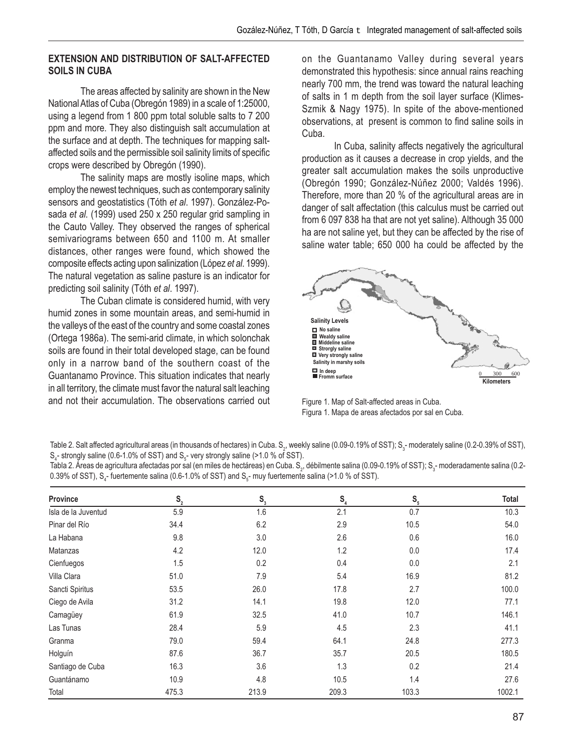## EXTENSION AND DISTRIBUTION OF SALT-AFFECTED SOILS IN CUBA

The areas affected by salinity are shown in the New National Atlas of Cuba (Obregón 1989) in a scale of 1:25000, using a legend from 1 800 ppm total soluble salts to 7 200 ppm and more. They also distinguish salt accumulation at the surface and at depth. The techniques for mapping salt-affected soils and the permissible soil salinity limits of specific crops were described by Obregón (1990).

The salinity maps are mostly isoline maps, which employ the newest techniques, such as contemporary salinity sensors and geostatistics (Tóth *et al*. 1997). González-Posada *et al.* (1999) used 250 x 250 regular grid sampling in the Cauto Valley. They observed the ranges of spherical semivariograms between 650 and 1100 m. At smaller distances, other ranges were found, which showed the composite effects acting upon salinization (López *et al*. 1999). The natural vegetation as saline pasture is an indicator for predicting soil salinity (Tóth *et al*. 1997).

The Cuban climate is considered humid, with very humid zones in some mountain areas, and semi-humid in the valleys of the east of the country and some coastal zones (Ortega 1986a). The semi-arid climate, in which solonchak soils are found in their total developed stage, can be found only in a narrow band of the southern coast of the Guantanamo Province. This situation indicates that nearly in all territory, the climate must favor the natural salt leaching and not their accumulation. The observations carried out on the Guantanamo Valley during several years demonstrated this hypothesis: since annual rains reaching nearly 700 mm, the trend was toward the natural leaching of salts in 1 m depth from the soil layer surface (Klimes-Szmik & Nagy 1975). In spite of the above-mentioned observations, at present is common to find saline soils in Cuba.

In Cuba, salinity affects negatively the agricultural production as it causes a decrease in crop yields, and the greater salt accumulation makes the soils unproductive (Obregón 1990; González-Núñez 2000; Valdés 1996). Therefore, more than 20 % of the agricultural areas are in danger of salt affectation (this calculus must be carried out from 6 097 838 ha that are not yet saline). Although 35 000 ha are not saline yet, but they can be affected by the rise of saline water table; 650 000 ha could be affected by the

Figure 1. Map of Salt-affected areas in Cuba.
Figura 1. Mapa de areas afectados por sal en Cuba.

Table 2. Salt affected agricultural areas (in thousands of hectares) in Cuba. $S_2$, weekly saline (0.09-0.19% of SST); $S_3$- moderately saline (0.2-0.39% of SST), $S_4$- strongly saline (0.6-1.0% of SST) and $S_5$- very strongly saline (>1.0 % of SST).
Tabla 2. Áreas de agricultura afectadas por sal (en miles de hectáreas) en Cuba. $S_2$, débilmente salina (0.09-0.19% of SST); $S_3$- moderadamente salina (0.2-0.39% of SST), $S_4$- fuertemente salina (0.6-1.0% of SST) and $S_5$- muy fuertemente salina (>1.0 % of SST).

| Province | $S_2$ | $S_3$ | $S_4$ | $S_5$ | Total |
|---|---|---|---|---|---|
| Isla de la Juventud | 5.9 | 1.6 | 2.1 | 0.7 | 10.3 |
| Pinar del Río | 34.4 | 6.2 | 2.9 | 10.5 | 54.0 |
| La Habana | 9.8 | 3.0 | 2.6 | 0.6 | 16.0 |
| Matanzas | 4.2 | 12.0 | 1.2 | 0.0 | 17.4 |
| Cienfuegos | 1.5 | 0.2 | 0.4 | 0.0 | 2.1 |
| Villa Clara | 51.0 | 7.9 | 5.4 | 16.9 | 81.2 |
| Sancti Spiritus | 53.5 | 26.0 | 17.8 | 2.7 | 100.0 |
| Ciego de Avila | 31.2 | 14.1 | 19.8 | 12.0 | 77.1 |
| Camagüey | 61.9 | 32.5 | 41.0 | 10.7 | 146.1 |
| Las Tunas | 28.4 | 5.9 | 4.5 | 2.3 | 41.1 |
| Granma | 79.0 | 59.4 | 64.1 | 24.8 | 277.3 |
| Holguín | 87.6 | 36.7 | 35.7 | 20.5 | 180.5 |
| Santiago de Cuba | 16.3 | 3.6 | 1.3 | 0.2 | 21.4 |
| Guantánamo | 10.9 | 4.8 | 10.5 | 1.4 | 27.6 |
| Total | 475.3 | 213.9 | 209.3 | 103.3 | 1002.1 |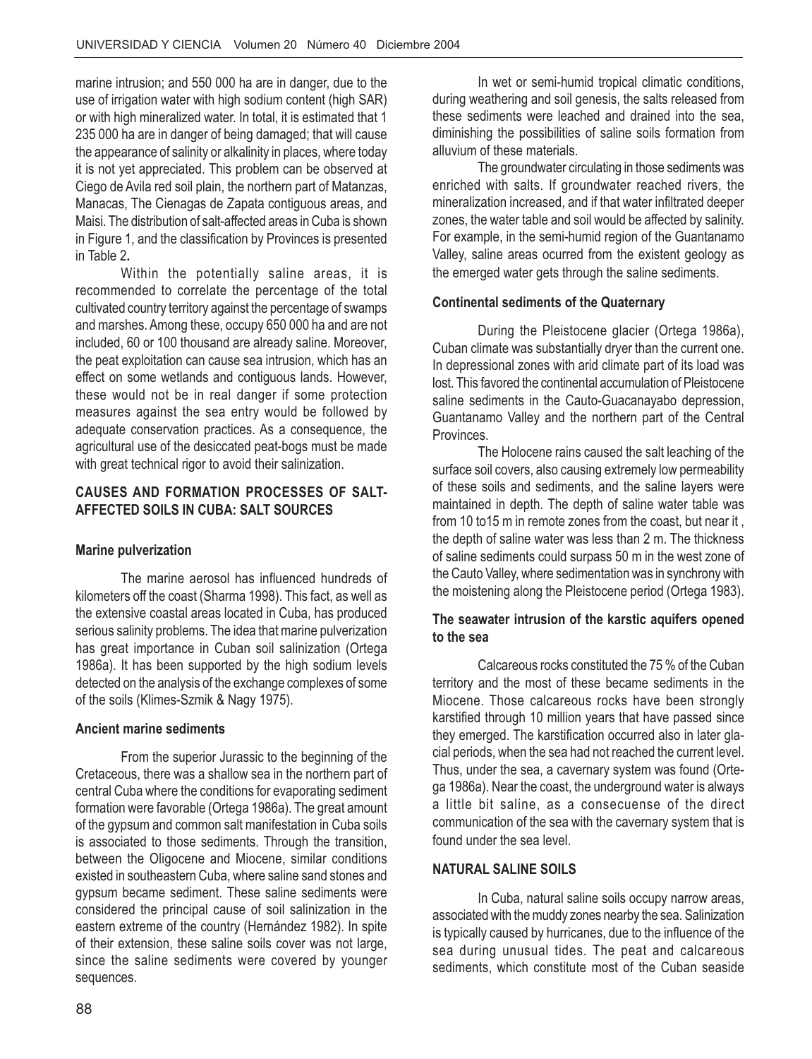marine intrusion; and 550 000 ha are in danger, due to the use of irrigation water with high sodium content (high SAR) or with high mineralized water. In total, it is estimated that 1 235 000 ha are in danger of being damaged; that will cause the appearance of salinity or alkalinity in places, where today it is not yet appreciated. This problem can be observed at Ciego de Avila red soil plain, the northern part of Matanzas, Manacas, The Cienagas de Zapata contiguous areas, and Maisi. The distribution of salt-affected areas in Cuba is shown in Figure 1, and the classification by Provinces is presented in Table 2**.**

Within the potentially saline areas, it is recommended to correlate the percentage of the total cultivated country territory against the percentage of swamps and marshes. Among these, occupy 650 000 ha and are not included, 60 or 100 thousand are already saline. Moreover, the peat exploitation can cause sea intrusion, which has an effect on some wetlands and contiguous lands. However, these would not be in real danger if some protection measures against the sea entry would be followed by adequate conservation practices. As a consequence, the agricultural use of the desiccated peat-bogs must be made with great technical rigor to avoid their salinization.

## CAUSES AND FORMATION PROCESSES OF SALT-AFFECTED SOILS IN CUBA: SALT SOURCES

### Marine pulverization

The marine aerosol has influenced hundreds of kilometers off the coast (Sharma 1998). This fact, as well as the extensive coastal areas located in Cuba, has produced serious salinity problems. The idea that marine pulverization has great importance in Cuban soil salinization (Ortega 1986a). It has been supported by the high sodium levels detected on the analysis of the exchange complexes of some of the soils (Klimes-Szmik & Nagy 1975).

### Ancient marine sediments

From the superior Jurassic to the beginning of the Cretaceous, there was a shallow sea in the northern part of central Cuba where the conditions for evaporating sediment formation were favorable (Ortega 1986a). The great amount of the gypsum and common salt manifestation in Cuba soils is associated to those sediments. Through the transition, between the Oligocene and Miocene, similar conditions existed in southeastern Cuba, where saline sand stones and gypsum became sediment. These saline sediments were considered the principal cause of soil salinization in the eastern extreme of the country (Hernández 1982). In spite of their extension, these saline soils cover was not large, since the saline sediments were covered by younger sequences.

In wet or semi-humid tropical climatic conditions, during weathering and soil genesis, the salts released from these sediments were leached and drained into the sea, diminishing the possibilities of saline soils formation from alluvium of these materials.

The groundwater circulating in those sediments was enriched with salts. If groundwater reached rivers, the mineralization increased, and if that water infiltrated deeper zones, the water table and soil would be affected by salinity. For example, in the semi-humid region of the Guantanamo Valley, saline areas ocurred from the existent geology as the emerged water gets through the saline sediments.

### Continental sediments of the Quaternary

During the Pleistocene glacier (Ortega 1986a), Cuban climate was substantially dryer than the current one. In depressional zones with arid climate part of its load was lost. This favored the continental accumulation of Pleistocene saline sediments in the Cauto-Guacanayabo depression, Guantanamo Valley and the northern part of the Central Provinces.

The Holocene rains caused the salt leaching of the surface soil covers, also causing extremely low permeability of these soils and sediments, and the saline layers were maintained in depth. The depth of saline water table was from 10 to15 m in remote zones from the coast, but near it , the depth of saline water was less than 2 m. The thickness of saline sediments could surpass 50 m in the west zone of the Cauto Valley, where sedimentation was in synchrony with the moistening along the Pleistocene period (Ortega 1983).

### The seawater intrusion of the karstic aquifers opened to the sea

Calcareous rocks constituted the 75 % of the Cuban territory and the most of these became sediments in the Miocene. Those calcareous rocks have been strongly karstified through 10 million years that have passed since they emerged. The karstification occurred also in later glacial periods, when the sea had not reached the current level. Thus, under the sea, a cavernary system was found (Ortega 1986a). Near the coast, the underground water is always a little bit saline, as a consecuense of the direct communication of the sea with the cavernary system that is found under the sea level.

## NATURAL SALINE SOILS

In Cuba, natural saline soils occupy narrow areas, associated with the muddy zones nearby the sea. Salinization is typically caused by hurricanes, due to the influence of the sea during unusual tides. The peat and calcareous sediments, which constitute most of the Cuban seaside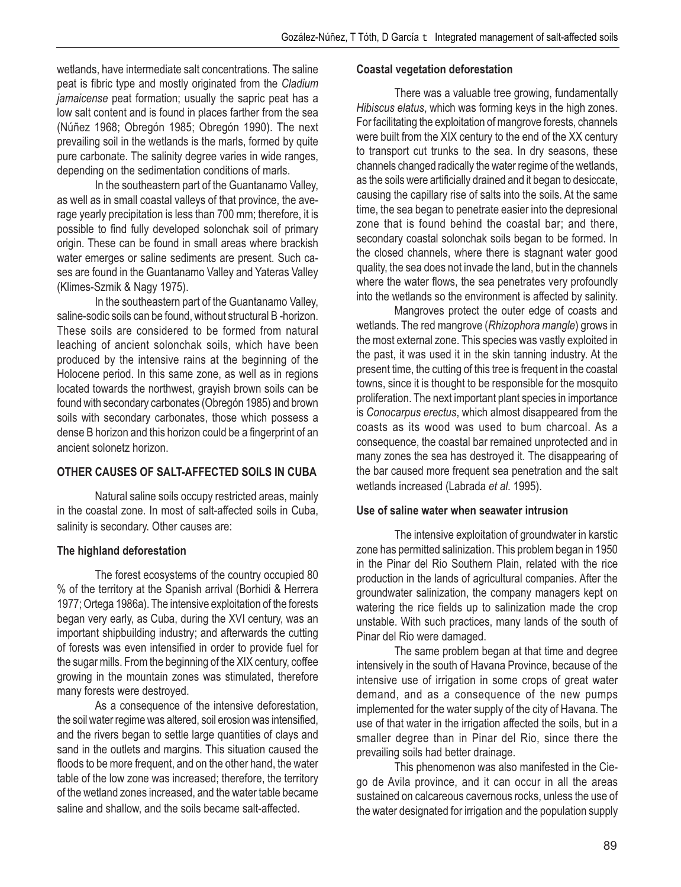wetlands, have intermediate salt concentrations. The saline peat is fibric type and mostly originated from the *Cladium jamaicense* peat formation; usually the sapric peat has a low salt content and is found in places farther from the sea (Núñez 1968; Obregón 1985; Obregón 1990). The next prevailing soil in the wetlands is the marls, formed by quite pure carbonate. The salinity degree varies in wide ranges, depending on the sedimentation conditions of marls.

In the southeastern part of the Guantanamo Valley, as well as in small coastal valleys of that province, the average yearly precipitation is less than 700 mm; therefore, it is possible to find fully developed solonchak soil of primary origin. These can be found in small areas where brackish water emerges or saline sediments are present. Such cases are found in the Guantanamo Valley and Yateras Valley (Klimes-Szmik & Nagy 1975).

In the southeastern part of the Guantanamo Valley, saline-sodic soils can be found, without structural B -horizon. These soils are considered to be formed from natural leaching of ancient solonchak soils, which have been produced by the intensive rains at the beginning of the Holocene period. In this same zone, as well as in regions located towards the northwest, grayish brown soils can be found with secondary carbonates (Obregón 1985) and brown soils with secondary carbonates, those which possess a dense B horizon and this horizon could be a fingerprint of an ancient solonetz horizon.

## OTHER CAUSES OF SALT-AFFECTED SOILS IN CUBA

Natural saline soils occupy restricted areas, mainly in the coastal zone. In most of salt-affected soils in Cuba, salinity is secondary. Other causes are:

### The highland deforestation

The forest ecosystems of the country occupied 80 % of the territory at the Spanish arrival (Borhidi & Herrera 1977; Ortega 1986a). The intensive exploitation of the forests began very early, as Cuba, during the XVI century, was an important shipbuilding industry; and afterwards the cutting of forests was even intensified in order to provide fuel for the sugar mills. From the beginning of the XIX century, coffee growing in the mountain zones was stimulated, therefore many forests were destroyed.

As a consequence of the intensive deforestation, the soil water regime was altered, soil erosion was intensified, and the rivers began to settle large quantities of clays and sand in the outlets and margins. This situation caused the floods to be more frequent, and on the other hand, the water table of the low zone was increased; therefore, the territory of the wetland zones increased, and the water table became saline and shallow, and the soils became salt-affected.

### Coastal vegetation deforestation

There was a valuable tree growing, fundamentally *Hibiscus elatus*, which was forming keys in the high zones. For facilitating the exploitation of mangrove forests, channels were built from the XIX century to the end of the XX century to transport cut trunks to the sea. In dry seasons, these channels changed radically the water regime of the wetlands, as the soils were artificially drained and it began to desiccate, causing the capillary rise of salts into the soils. At the same time, the sea began to penetrate easier into the depresional zone that is found behind the coastal bar; and there, secondary coastal solonchak soils began to be formed. In the closed channels, where there is stagnant water good quality, the sea does not invade the land, but in the channels where the water flows, the sea penetrates very profoundly into the wetlands so the environment is affected by salinity.

Mangroves protect the outer edge of coasts and wetlands. The red mangrove (*Rhizophora mangle*) grows in the most external zone. This species was vastly exploited in the past, it was used it in the skin tanning industry. At the present time, the cutting of this tree is frequent in the coastal towns, since it is thought to be responsible for the mosquito proliferation. The next important plant species in importance is *Conocarpus erectus*, which almost disappeared from the coasts as its wood was used to bum charcoal. As a consequence, the coastal bar remained unprotected and in many zones the sea has destroyed it. The disappearing of the bar caused more frequent sea penetration and the salt wetlands increased (Labrada *et al*. 1995).

### Use of saline water when seawater intrusion

The intensive exploitation of groundwater in karstic zone has permitted salinization. This problem began in 1950 in the Pinar del Rio Southern Plain, related with the rice production in the lands of agricultural companies. After the groundwater salinization, the company managers kept on watering the rice fields up to salinization made the crop unstable. With such practices, many lands of the south of Pinar del Rio were damaged.

The same problem began at that time and degree intensively in the south of Havana Province, because of the intensive use of irrigation in some crops of great water demand, and as a consequence of the new pumps implemented for the water supply of the city of Havana. The use of that water in the irrigation affected the soils, but in a smaller degree than in Pinar del Rio, since there the prevailing soils had better drainage.

This phenomenon was also manifested in the Ciego de Avila province, and it can occur in all the areas sustained on calcareous cavernous rocks, unless the use of the water designated for irrigation and the population supply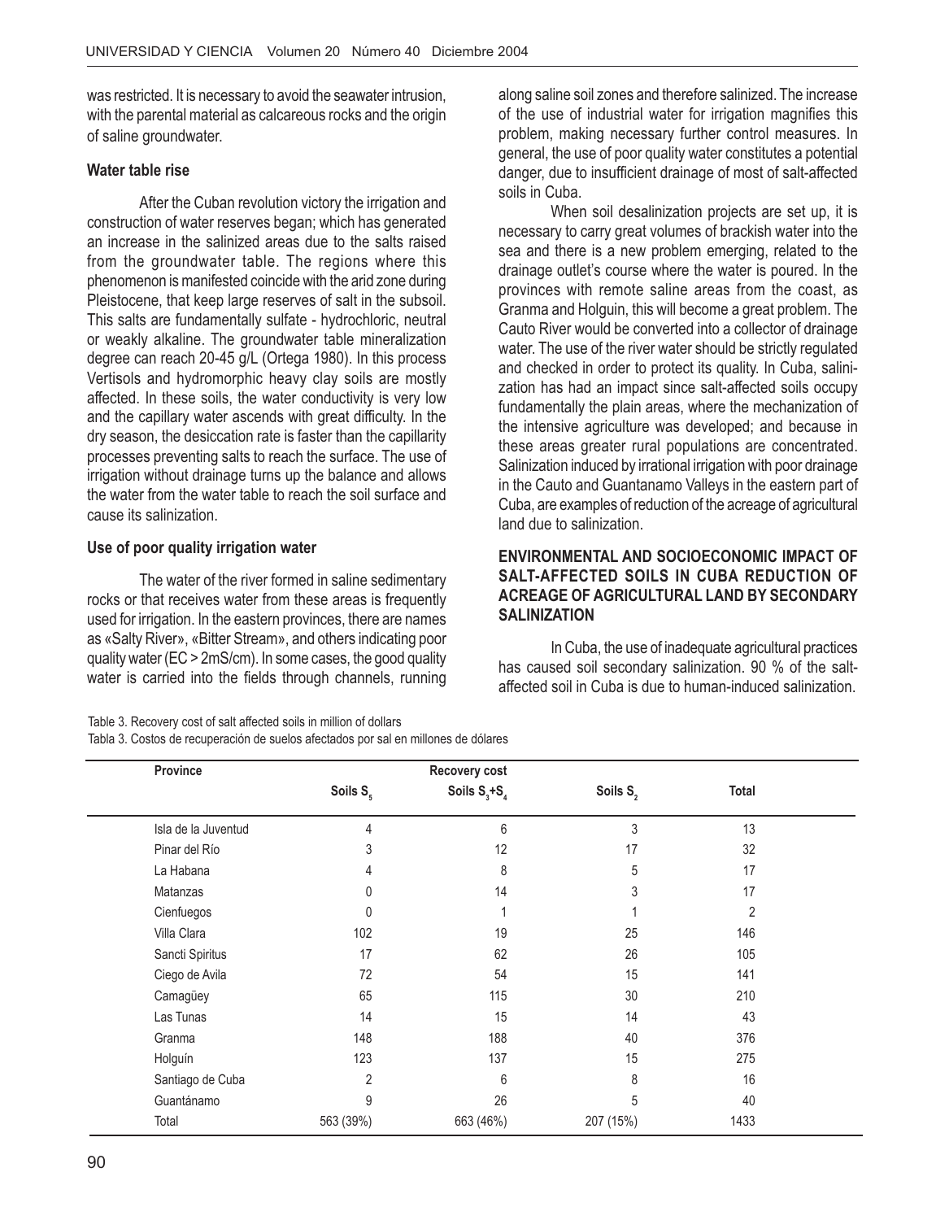was restricted. It is necessary to avoid the seawater intrusion, with the parental material as calcareous rocks and the origin of saline groundwater.

**Water table rise**

After the Cuban revolution victory the irrigation and construction of water reserves began; which has generated an increase in the salinized areas due to the salts raised from the groundwater table. The regions where this phenomenon is manifested coincide with the arid zone during Pleistocene, that keep large reserves of salt in the subsoil. This salts are fundamentally sulfate - hydrochloric, neutral or weakly alkaline. The groundwater table mineralization degree can reach 20-45 g/L (Ortega 1980). In this process Vertisols and hydromorphic heavy clay soils are mostly affected. In these soils, the water conductivity is very low and the capillary water ascends with great difficulty. In the dry season, the desiccation rate is faster than the capillarity processes preventing salts to reach the surface. The use of irrigation without drainage turns up the balance and allows the water from the water table to reach the soil surface and cause its salinization.

**Use of poor quality irrigation water**

The water of the river formed in saline sedimentary rocks or that receives water from these areas is frequently used for irrigation. In the eastern provinces, there are names as «Salty River», «Bitter Stream», and others indicating poor quality water (EC > 2mS/cm). In some cases, the good quality water is carried into the fields through channels, running along saline soil zones and therefore salinized. The increase of the use of industrial water for irrigation magnifies this problem, making necessary further control measures. In general, the use of poor quality water constitutes a potential danger, due to insufficient drainage of most of salt-affected soils in Cuba.

When soil desalinization projects are set up, it is necessary to carry great volumes of brackish water into the sea and there is a new problem emerging, related to the drainage outlet's course where the water is poured. In the provinces with remote saline areas from the coast, as Granma and Holguin, this will become a great problem. The Cauto River would be converted into a collector of drainage water. The use of the river water should be strictly regulated and checked in order to protect its quality. In Cuba, salinization has had an impact since salt-affected soils occupy fundamentally the plain areas, where the mechanization of the intensive agriculture was developed; and because in these areas greater rural populations are concentrated. Salinization induced by irrational irrigation with poor drainage in the Cauto and Guantanamo Valleys in the eastern part of Cuba, are examples of reduction of the acreage of agricultural land due to salinization.

## ENVIRONMENTAL AND SOCIOECONOMIC IMPACT OF SALT-AFFECTED SOILS IN CUBA REDUCTION OF ACREAGE OF AGRICULTURAL LAND BY SECONDARY SALINIZATION

In Cuba, the use of inadequate agricultural practices has caused soil secondary salinization. 90 % of the salt-affected soil in Cuba is due to human-induced salinization.

Table 3. Recovery cost of salt affected soils in million of dollars
Tabla 3. Costos de recuperación de suelos afectados por sal en millones de dólares

| Province | Recovery cost | | | |
|---|---|---|---|---|
| | Soils $S_5$ | Soils $S_3$+$S_4$ | Soils $S_2$ | Total |
| Isla de la Juventud | 4 | 6 | 3 | 13 |
| Pinar del Río | 3 | 12 | 17 | 32 |
| La Habana | 4 | 8 | 5 | 17 |
| Matanzas | 0 | 14 | 3 | 17 |
| Cienfuegos | 0 | 1 | 1 | 2 |
| Villa Clara | 102 | 19 | 25 | 146 |
| Sancti Spiritus | 17 | 62 | 26 | 105 |
| Ciego de Avila | 72 | 54 | 15 | 141 |
| Camagüey | 65 | 115 | 30 | 210 |
| Las Tunas | 14 | 15 | 14 | 43 |
| Granma | 148 | 188 | 40 | 376 |
| Holguín | 123 | 137 | 15 | 275 |
| Santiago de Cuba | 2 | 6 | 8 | 16 |
| Guantánamo | 9 | 26 | 5 | 40 |
| Total | 563 (39%) | 663 (46%) | 207 (15%) | 1433 |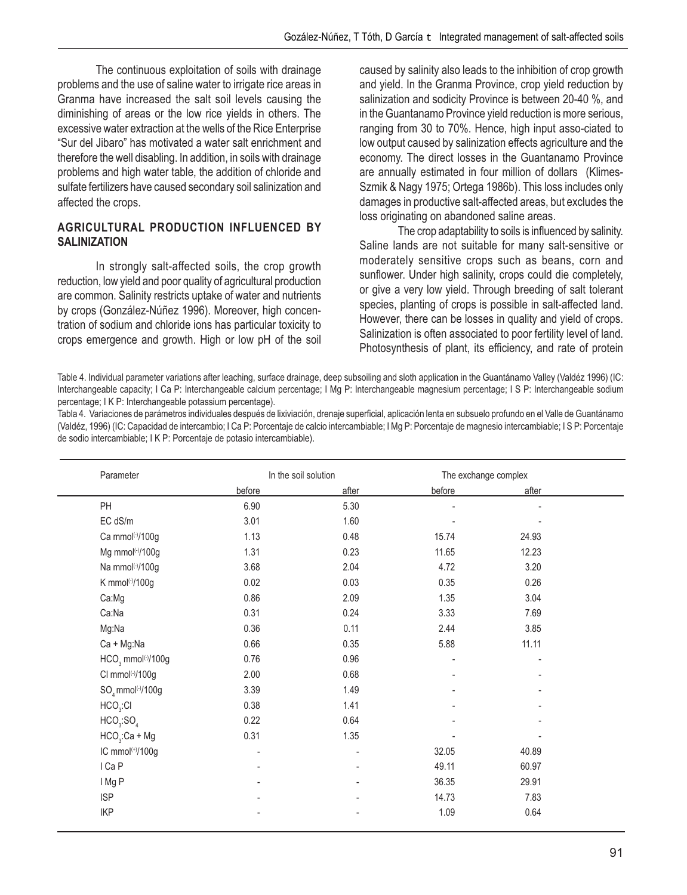The continuous exploitation of soils with drainage problems and the use of saline water to irrigate rice areas in Granma have increased the salt soil levels causing the diminishing of areas or the low rice yields in others. The excessive water extraction at the wells of the Rice Enterprise "Sur del Jibaro" has motivated a water salt enrichment and therefore the well disabling. In addition, in soils with drainage problems and high water table, the addition of chloride and sulfate fertilizers have caused secondary soil salinization and affected the crops.

## AGRICULTURAL PRODUCTION INFLUENCED BY SALINIZATION

In strongly salt-affected soils, the crop growth reduction, low yield and poor quality of agricultural production are common. Salinity restricts uptake of water and nutrients by crops (González-Núñez 1996). Moreover, high concentration of sodium and chloride ions has particular toxicity to crops emergence and growth. High or low pH of the soil caused by salinity also leads to the inhibition of crop growth and yield. In the Granma Province, crop yield reduction by salinization and sodicity Province is between 20-40 %, and in the Guantanamo Province yield reduction is more serious, ranging from 30 to 70%. Hence, high input asso-ciated to low output caused by salinization effects agriculture and the economy. The direct losses in the Guantanamo Province are annually estimated in four million of dollars (Klimes-Szmik & Nagy 1975; Ortega 1986b). This loss includes only damages in productive salt-affected areas, but excludes the loss originating on abandoned saline areas.

The crop adaptability to soils is influenced by salinity. Saline lands are not suitable for many salt-sensitive or moderately sensitive crops such as beans, corn and sunflower. Under high salinity, crops could die completely, or give a very low yield. Through breeding of salt tolerant species, planting of crops is possible in salt-affected land. However, there can be losses in quality and yield of crops. Salinization is often associated to poor fertility level of land. Photosynthesis of plant, its efficiency, and rate of protein

Table 4. Individual parameter variations after leaching, surface drainage, deep subsoiling and sloth application in the Guantánamo Valley (Valdéz 1996) (IC: Interchangeable capacity; I Ca P: Interchangeable calcium percentage; I Mg P: Interchangeable magnesium percentage; I S P: Interchangeable sodium percentage; I K P: Interchangeable potassium percentage).

Tabla 4. Variaciones de parámetros individuales después de lixiviación, drenaje superficial, aplicación lenta en subsuelo profundo en el Valle de Guantánamo (Valdéz, 1996) (IC: Capacidad de intercambio; I Ca P: Porcentaje de calcio intercambiable; I Mg P: Porcentaje de magnesio intercambiable; I S P: Porcentaje de sodio intercambiable; I K P: Porcentaje de potasio intercambiable).

| Parameter | In the soil solution | | The exchange complex | |
|---|---|---|---|---|
| | before | after | before | after |
| PH | 6.90 | 5.30 | - | - |
| EC dS/m | 3.01 | 1.60 | - | - |
| Ca mmol$^{(-)}$/100g | 1.13 | 0.48 | 15.74 | 24.93 |
| Mg mmol$^{(-)}$/100g | 1.31 | 0.23 | 11.65 | 12.23 |
| Na mmol$^{(-)}$/100g | 3.68 | 2.04 | 4.72 | 3.20 |
| K mmol$^{(-)}$/100g | 0.02 | 0.03 | 0.35 | 0.26 |
| Ca:Mg | 0.86 | 2.09 | 1.35 | 3.04 |
| Ca:Na | 0.31 | 0.24 | 3.33 | 7.69 |
| Mg:Na | 0.36 | 0.11 | 2.44 | 3.85 |
| Ca + Mg:Na | 0.66 | 0.35 | 5.88 | 11.11 |
| $HCO_3$ mmol$^{(-)}$/100g | 0.76 | 0.96 | - | - |
| Cl mmol$^{(-)}$/100g | 2.00 | 0.68 | - | - |
| $SO_4$ mmol$^{(-)}$/100g | 3.39 | 1.49 | - | - |
| $HCO_3$:Cl | 0.38 | 1.41 | - | - |
| $HCO_3$:$SO_4$ | 0.22 | 0.64 | - | - |
| $HCO_3$:Ca + Mg | 0.31 | 1.35 | - | - |
| IC mmol$^{(+)}$/100g | - | - | 32.05 | 40.89 |
| I Ca P | - | - | 49.11 | 60.97 |
| I Mg P | - | - | 36.35 | 29.91 |
| ISP | - | - | 14.73 | 7.83 |
| IKP | - | - | 1.09 | 0.64 |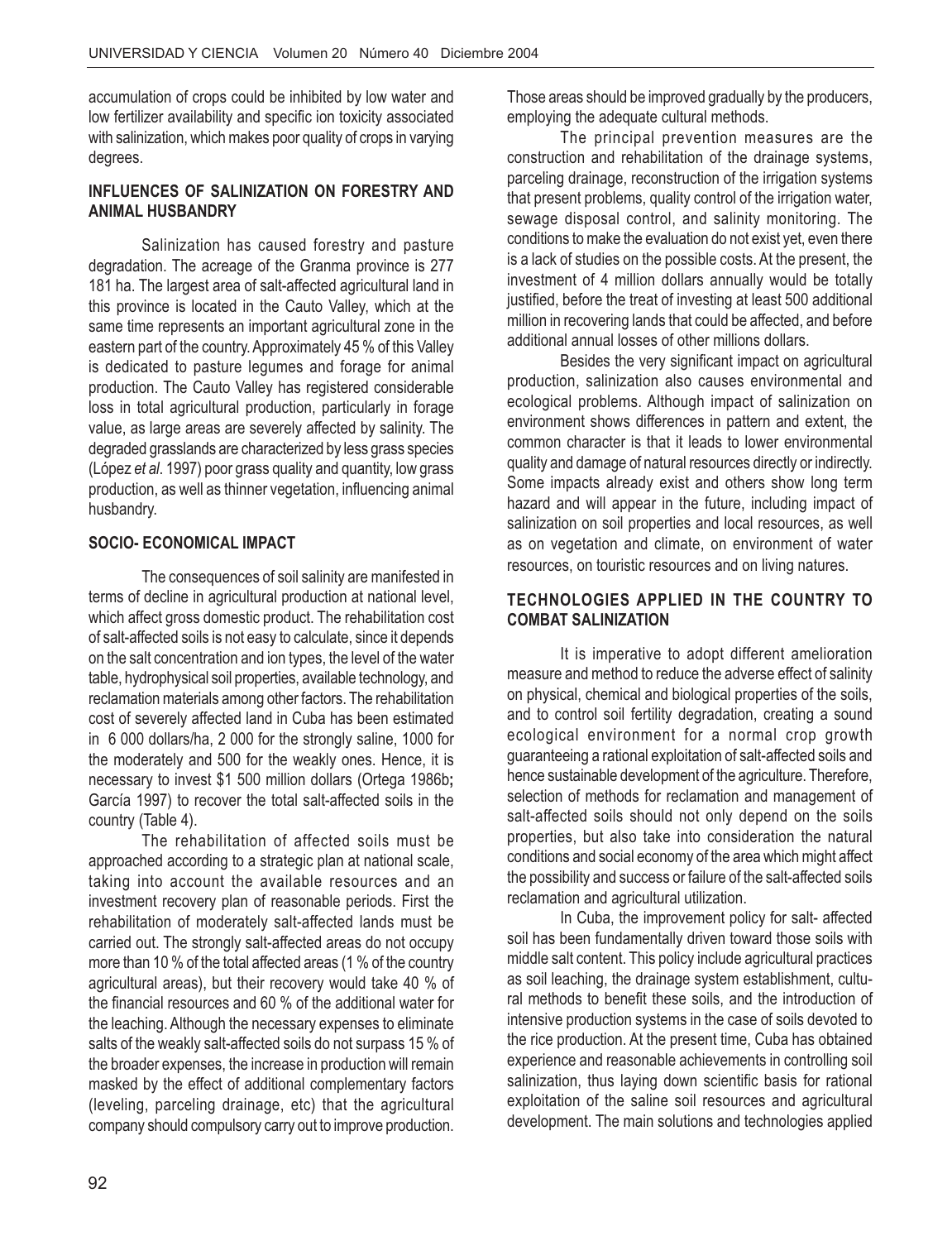accumulation of crops could be inhibited by low water and low fertilizer availability and specific ion toxicity associated with salinization, which makes poor quality of crops in varying degrees.

## INFLUENCES OF SALINIZATION ON FORESTRY AND ANIMAL HUSBANDRY

Salinization has caused forestry and pasture degradation. The acreage of the Granma province is 277 181 ha. The largest area of salt-affected agricultural land in this province is located in the Cauto Valley, which at the same time represents an important agricultural zone in the eastern part of the country. Approximately 45 % of this Valley is dedicated to pasture legumes and forage for animal production. The Cauto Valley has registered considerable loss in total agricultural production, particularly in forage value, as large areas are severely affected by salinity. The degraded grasslands are characterized by less grass species (López *et al*. 1997) poor grass quality and quantity, low grass production, as well as thinner vegetation, influencing animal husbandry.

## SOCIO- ECONOMICAL IMPACT

The consequences of soil salinity are manifested in terms of decline in agricultural production at national level, which affect gross domestic product. The rehabilitation cost of salt-affected soils is not easy to calculate, since it depends on the salt concentration and ion types, the level of the water table, hydrophysical soil properties, available technology, and reclamation materials among other factors. The rehabilitation cost of severely affected land in Cuba has been estimated in 6 000 dollars/ha, 2 000 for the strongly saline, 1000 for the moderately and 500 for the weakly ones. Hence, it is necessary to invest $1 500 million dollars (Ortega 1986b**;** García 1997) to recover the total salt-affected soils in the country (Table 4).

The rehabilitation of affected soils must be approached according to a strategic plan at national scale, taking into account the available resources and an investment recovery plan of reasonable periods. First the rehabilitation of moderately salt-affected lands must be carried out. The strongly salt-affected areas do not occupy more than 10 % of the total affected areas (1 % of the country agricultural areas), but their recovery would take 40 % of the financial resources and 60 % of the additional water for the leaching. Although the necessary expenses to eliminate salts of the weakly salt-affected soils do not surpass 15 % of the broader expenses, the increase in production will remain masked by the effect of additional complementary factors (leveling, parceling drainage, etc) that the agricultural company should compulsory carry out to improve production. Those areas should be improved gradually by the producers, employing the adequate cultural methods.

The principal prevention measures are the construction and rehabilitation of the drainage systems, parceling drainage, reconstruction of the irrigation systems that present problems, quality control of the irrigation water, sewage disposal control, and salinity monitoring. The conditions to make the evaluation do not exist yet, even there is a lack of studies on the possible costs. At the present, the investment of 4 million dollars annually would be totally justified, before the treat of investing at least 500 additional million in recovering lands that could be affected, and before additional annual losses of other millions dollars.

Besides the very significant impact on agricultural production, salinization also causes environmental and ecological problems. Although impact of salinization on environment shows differences in pattern and extent, the common character is that it leads to lower environmental quality and damage of natural resources directly or indirectly. Some impacts already exist and others show long term hazard and will appear in the future, including impact of salinization on soil properties and local resources, as well as on vegetation and climate, on environment of water resources, on touristic resources and on living natures.

## TECHNOLOGIES APPLIED IN THE COUNTRY TO COMBAT SALINIZATION

It is imperative to adopt different amelioration measure and method to reduce the adverse effect of salinity on physical, chemical and biological properties of the soils, and to control soil fertility degradation, creating a sound ecological environment for a normal crop growth guaranteeing a rational exploitation of salt-affected soils and hence sustainable development of the agriculture. Therefore, selection of methods for reclamation and management of salt-affected soils should not only depend on the soils properties, but also take into consideration the natural conditions and social economy of the area which might affect the possibility and success or failure of the salt-affected soils reclamation and agricultural utilization.

In Cuba, the improvement policy for salt- affected soil has been fundamentally driven toward those soils with middle salt content. This policy include agricultural practices as soil leaching, the drainage system establishment, cultural methods to benefit these soils, and the introduction of intensive production systems in the case of soils devoted to the rice production. At the present time, Cuba has obtained experience and reasonable achievements in controlling soil salinization, thus laying down scientific basis for rational exploitation of the saline soil resources and agricultural development. The main solutions and technologies applied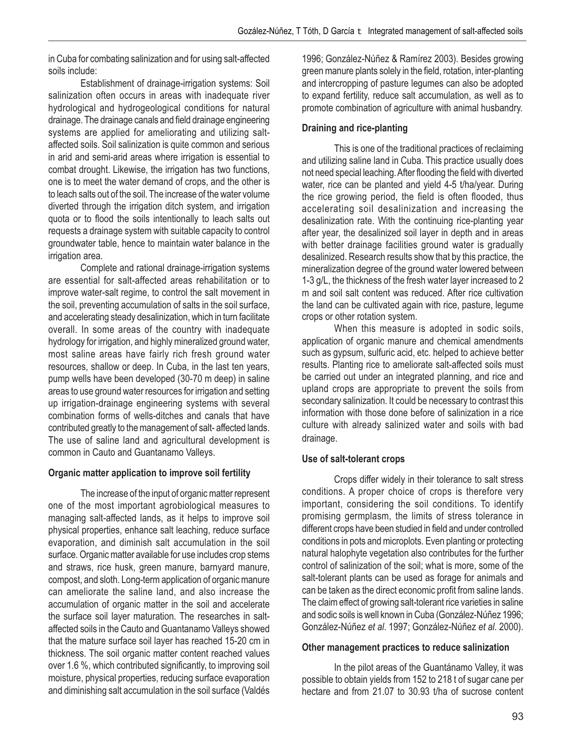in Cuba for combating salinization and for using salt-affected soils include:

Establishment of drainage-irrigation systems: Soil salinization often occurs in areas with inadequate river hydrological and hydrogeological conditions for natural drainage. The drainage canals and field drainage engineering systems are applied for ameliorating and utilizing salt-affected soils. Soil salinization is quite common and serious in arid and semi-arid areas where irrigation is essential to combat drought. Likewise, the irrigation has two functions, one is to meet the water demand of crops, and the other is to leach salts out of the soil. The increase of the water volume diverted through the irrigation ditch system, and irrigation quota or to flood the soils intentionally to leach salts out requests a drainage system with suitable capacity to control groundwater table, hence to maintain water balance in the irrigation area.

Complete and rational drainage-irrigation systems are essential for salt-affected areas rehabilitation or to improve water-salt regime, to control the salt movement in the soil, preventing accumulation of salts in the soil surface, and accelerating steady desalinization, which in turn facilitate overall. In some areas of the country with inadequate hydrology for irrigation, and highly mineralized ground water, most saline areas have fairly rich fresh ground water resources, shallow or deep. In Cuba, in the last ten years, pump wells have been developed (30-70 m deep) in saline areas to use ground water resources for irrigation and setting up irrigation-drainage engineering systems with several combination forms of wells-ditches and canals that have contributed greatly to the management of salt- affected lands. The use of saline land and agricultural development is common in Cauto and Guantanamo Valleys.

**Organic matter application to improve soil fertility**

The increase of the input of organic matter represent one of the most important agrobiological measures to managing salt-affected lands, as it helps to improve soil physical properties, enhance salt leaching, reduce surface evaporation, and diminish salt accumulation in the soil surface. Organic matter available for use includes crop stems and straws, rice husk, green manure, barnyard manure, compost, and sloth. Long-term application of organic manure can ameliorate the saline land, and also increase the accumulation of organic matter in the soil and accelerate the surface soil layer maturation. The researches in salt-affected soils in the Cauto and Guantanamo Valleys showed that the mature surface soil layer has reached 15-20 cm in thickness. The soil organic matter content reached values over 1.6 %, which contributed significantly, to improving soil moisture, physical properties, reducing surface evaporation and diminishing salt accumulation in the soil surface (Valdés 1996; González-Núñez & Ramírez 2003). Besides growing green manure plants solely in the field, rotation, inter-planting and intercropping of pasture legumes can also be adopted to expand fertility, reduce salt accumulation, as well as to promote combination of agriculture with animal husbandry.

**Draining and rice-planting**

This is one of the traditional practices of reclaiming and utilizing saline land in Cuba. This practice usually does not need special leaching. After flooding the field with diverted water, rice can be planted and yield 4-5 t/ha/year. During the rice growing period, the field is often flooded, thus accelerating soil desalinization and increasing the desalinization rate. With the continuing rice-planting year after year, the desalinized soil layer in depth and in areas with better drainage facilities ground water is gradually desalinized. Research results show that by this practice, the mineralization degree of the ground water lowered between 1-3 g/L, the thickness of the fresh water layer increased to 2 m and soil salt content was reduced. After rice cultivation the land can be cultivated again with rice, pasture, legume crops or other rotation system.

When this measure is adopted in sodic soils, application of organic manure and chemical amendments such as gypsum, sulfuric acid, etc. helped to achieve better results. Planting rice to ameliorate salt-affected soils must be carried out under an integrated planning, and rice and upland crops are appropriate to prevent the soils from secondary salinization. It could be necessary to contrast this information with those done before of salinization in a rice culture with already salinized water and soils with bad drainage.

**Use of salt-tolerant crops**

Crops differ widely in their tolerance to salt stress conditions. A proper choice of crops is therefore very important, considering the soil conditions. To identify promising germplasm, the limits of stress tolerance in different crops have been studied in field and under controlled conditions in pots and microplots. Even planting or protecting natural halophyte vegetation also contributes for the further control of salinization of the soil; what is more, some of the salt-tolerant plants can be used as forage for animals and can be taken as the direct economic profit from saline lands. The claim effect of growing salt-tolerant rice varieties in saline and sodic soils is well known in Cuba (González-Núñez 1996; González-Núñez *et al*. 1997; González-Núñez *et al*. 2000).

**Other management practices to reduce salinization**

In the pilot areas of the Guantánamo Valley, it was possible to obtain yields from 152 to 218 t of sugar cane per hectare and from 21.07 to 30.93 t/ha of sucrose content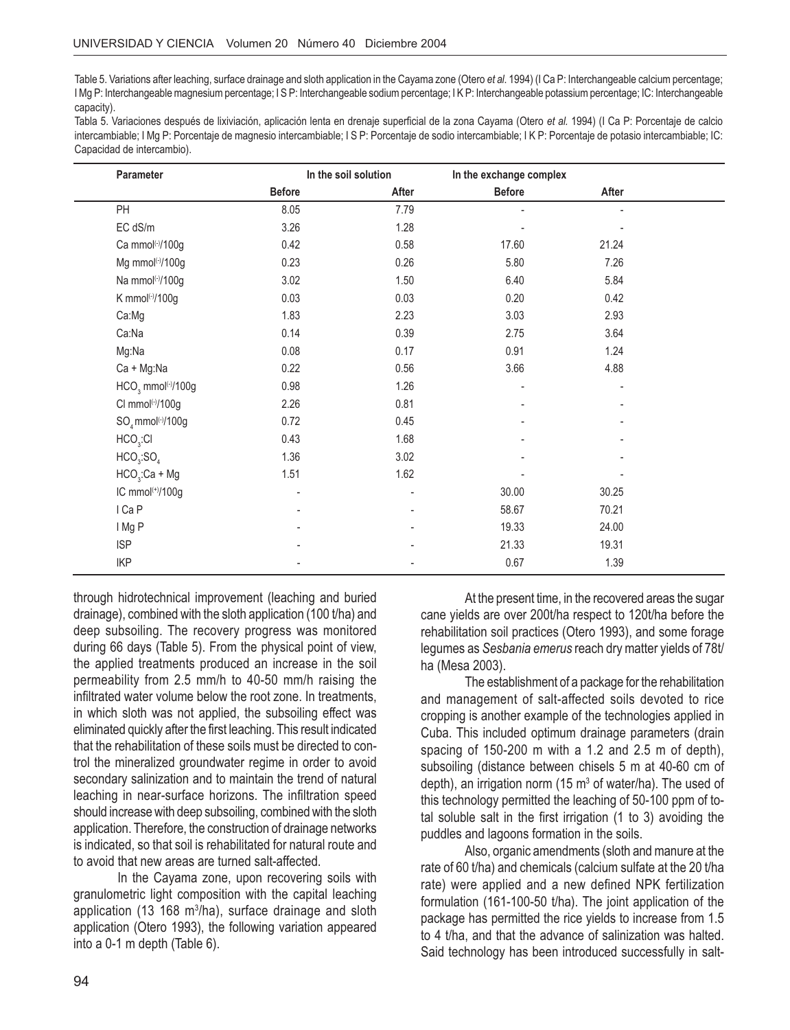Table 5. Variations after leaching, surface drainage and sloth application in the Cayama zone (Otero *et al*. 1994) (I Ca P: Interchangeable calcium percentage; I Mg P: Interchangeable magnesium percentage; I S P: Interchangeable sodium percentage; I K P: Interchangeable potassium percentage; IC: Interchangeable capacity).

Tabla 5. Variaciones después de lixiviación, aplicación lenta en drenaje superficial de la zona Cayama (Otero *et al.* 1994) (I Ca P: Porcentaje de calcio intercambiable; I Mg P: Porcentaje de magnesio intercambiable; I S P: Porcentaje de sodio intercambiable; I K P: Porcentaje de potasio intercambiable; IC: Capacidad de intercambio).

| Parameter | In the soil solution | | In the exchange complex | |
|---|---|---|---|---|
| | Before | After | Before | After |
| PH | 8.05 | 7.79 | - | - |
| EC dS/m | 3.26 | 1.28 | - | - |
| Ca mmol$^{(-)}$/100g | 0.42 | 0.58 | 17.60 | 21.24 |
| Mg mmol$^{(-)}$/100g | 0.23 | 0.26 | 5.80 | 7.26 |
| Na mmol$^{(-)}$/100g | 3.02 | 1.50 | 6.40 | 5.84 |
| K mmol$^{(-)}$/100g | 0.03 | 0.03 | 0.20 | 0.42 |
| Ca:Mg | 1.83 | 2.23 | 3.03 | 2.93 |
| Ca:Na | 0.14 | 0.39 | 2.75 | 3.64 |
| Mg:Na | 0.08 | 0.17 | 0.91 | 1.24 |
| Ca + Mg:Na | 0.22 | 0.56 | 3.66 | 4.88 |
| $HCO_3$ mmol$^{(-)}$/100g | 0.98 | 1.26 | - | - |
| Cl mmol$^{(-)}$/100g | 2.26 | 0.81 | - | - |
| $SO_4$ mmol$^{(-)}$/100g | 0.72 | 0.45 | - | - |
| $HCO_3$:Cl | 0.43 | 1.68 | - | - |
| $HCO_3$:$SO_4$ | 1.36 | 3.02 | - | - |
| $HCO_3$:Ca + Mg | 1.51 | 1.62 | - | - |
| IC mmol$^{(+)}$/100g | - | - | 30.00 | 30.25 |
| I Ca P | - | - | 58.67 | 70.21 |
| I Mg P | - | - | 19.33 | 24.00 |
| ISP | - | - | 21.33 | 19.31 |
| IKP | - | - | 0.67 | 1.39 |

through hidrotechnical improvement (leaching and buried drainage), combined with the sloth application (100 t/ha) and deep subsoiling. The recovery progress was monitored during 66 days (Table 5). From the physical point of view, the applied treatments produced an increase in the soil permeability from 2.5 mm/h to 40-50 mm/h raising the infiltrated water volume below the root zone. In treatments, in which sloth was not applied, the subsoiling effect was eliminated quickly after the first leaching. This result indicated that the rehabilitation of these soils must be directed to control the mineralized groundwater regime in order to avoid secondary salinization and to maintain the trend of natural leaching in near-surface horizons. The infiltration speed should increase with deep subsoiling, combined with the sloth application. Therefore, the construction of drainage networks is indicated, so that soil is rehabilitated for natural route and to avoid that new areas are turned salt-affected.

In the Cayama zone, upon recovering soils with granulometric light composition with the capital leaching application (13 168 m$^3$/ha), surface drainage and sloth application (Otero 1993), the following variation appeared into a 0-1 m depth (Table 6).

At the present time, in the recovered areas the sugar cane yields are over 200t/ha respect to 120t/ha before the rehabilitation soil practices (Otero 1993), and some forage legumes as *Sesbania emerus* reach dry matter yields of 78t/ha (Mesa 2003).

The establishment of a package for the rehabilitation and management of salt-affected soils devoted to rice cropping is another example of the technologies applied in Cuba. This included optimum drainage parameters (drain spacing of 150-200 m with a 1.2 and 2.5 m of depth), subsoiling (distance between chisels 5 m at 40-60 cm of depth), an irrigation norm (15 m$^3$ of water/ha). The used of this technology permitted the leaching of 50-100 ppm of total soluble salt in the first irrigation (1 to 3) avoiding the puddles and lagoons formation in the soils.

Also, organic amendments (sloth and manure at the rate of 60 t/ha) and chemicals (calcium sulfate at the 20 t/ha rate) were applied and a new defined NPK fertilization formulation (161-100-50 t/ha). The joint application of the package has permitted the rice yields to increase from 1.5 to 4 t/ha, and that the advance of salinization was halted. Said technology has been introduced successfully in salt-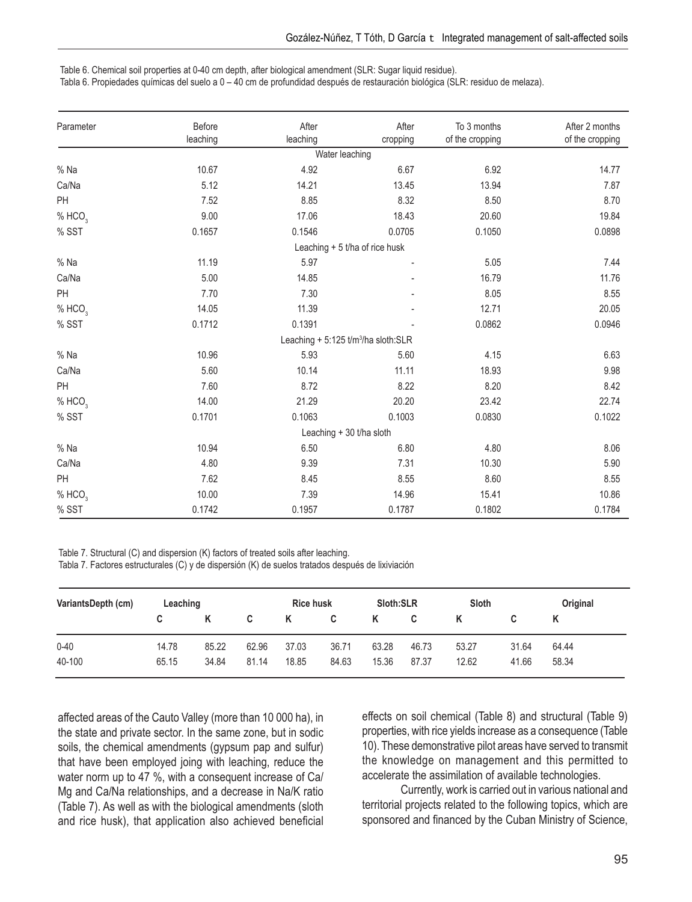Table 6. Chemical soil properties at 0-40 cm depth, after biological amendment (SLR: Sugar liquid residue).
Tabla 6. Propiedades químicas del suelo a 0 – 40 cm de profundidad después de restauración biológica (SLR: residuo de melaza).

| Parameter | Before leaching | After leaching | After cropping | To 3 months of the cropping | After 2 months of the cropping |
|---|---|---|---|---|---|
| | | Water leaching | | | |
| % Na | 10.67 | 4.92 | 6.67 | 6.92 | 14.77 |
| Ca/Na | 5.12 | 14.21 | 13.45 | 13.94 | 7.87 |
| PH | 7.52 | 8.85 | 8.32 | 8.50 | 8.70 |
| % $HCO_3$ | 9.00 | 17.06 | 18.43 | 20.60 | 19.84 |
| % SST | 0.1657 | 0.1546 | 0.0705 | 0.1050 | 0.0898 |
| | | Leaching + 5 t/ha of rice husk | | | |
| % Na | 11.19 | 5.97 | - | 5.05 | 7.44 |
| Ca/Na | 5.00 | 14.85 | - | 16.79 | 11.76 |
| PH | 7.70 | 7.30 | - | 8.05 | 8.55 |
| % $HCO_3$ | 14.05 | 11.39 | - | 12.71 | 20.05 |
| % SST | 0.1712 | 0.1391 | - | 0.0862 | 0.0946 |
| | | Leaching + 5:125 t/m$^3$/ha sloth:SLR | | | |
| % Na | 10.96 | 5.93 | 5.60 | 4.15 | 6.63 |
| Ca/Na | 5.60 | 10.14 | 11.11 | 18.93 | 9.98 |
| PH | 7.60 | 8.72 | 8.22 | 8.20 | 8.42 |
| % $HCO_3$ | 14.00 | 21.29 | 20.20 | 23.42 | 22.74 |
| % SST | 0.1701 | 0.1063 | 0.1003 | 0.0830 | 0.1022 |
| | | Leaching + 30 t/ha sloth | | | |
| % Na | 10.94 | 6.50 | 6.80 | 4.80 | 8.06 |
| Ca/Na | 4.80 | 9.39 | 7.31 | 10.30 | 5.90 |
| PH | 7.62 | 8.45 | 8.55 | 8.60 | 8.55 |
| % $HCO_3$ | 10.00 | 7.39 | 14.96 | 15.41 | 10.86 |
| % SST | 0.1742 | 0.1957 | 0.1787 | 0.1802 | 0.1784 |

Table 7. Structural (C) and dispersion (K) factors of treated soils after leaching.
Tabla 7. Factores estructurales (C) y de dispersión (K) de suelos tratados después de lixiviación

| VariantsDepth (cm) | Leaching | | Rice husk | | Sloth:SLR | | Sloth | | Original | |
|---|---|---|---|---|---|---|---|---|---|---|
| | C | K | C | K | C | K | C | K | C | K |
| 0-40 | 14.78 | 85.22 | 62.96 | 37.03 | 36.71 | 63.28 | 46.73 | 53.27 | 31.64 | 64.44 |
| 40-100 | 65.15 | 34.84 | 81.14 | 18.85 | 84.63 | 15.36 | 87.37 | 12.62 | 41.66 | 58.34 |

affected areas of the Cauto Valley (more than 10 000 ha), in the state and private sector. In the same zone, but in sodic soils, the chemical amendments (gypsum pap and sulfur) that have been employed joing with leaching, reduce the water norm up to 47 %, with a consequent increase of Ca/Mg and Ca/Na relationships, and a decrease in Na/K ratio (Table 7). As well as with the biological amendments (sloth and rice husk), that application also achieved beneficial effects on soil chemical (Table 8) and structural (Table 9) properties, with rice yields increase as a consequence (Table 10). These demonstrative pilot areas have served to transmit the knowledge on management and this permitted to accelerate the assimilation of available technologies.

Currently, work is carried out in various national and territorial projects related to the following topics, which are sponsored and financed by the Cuban Ministry of Science,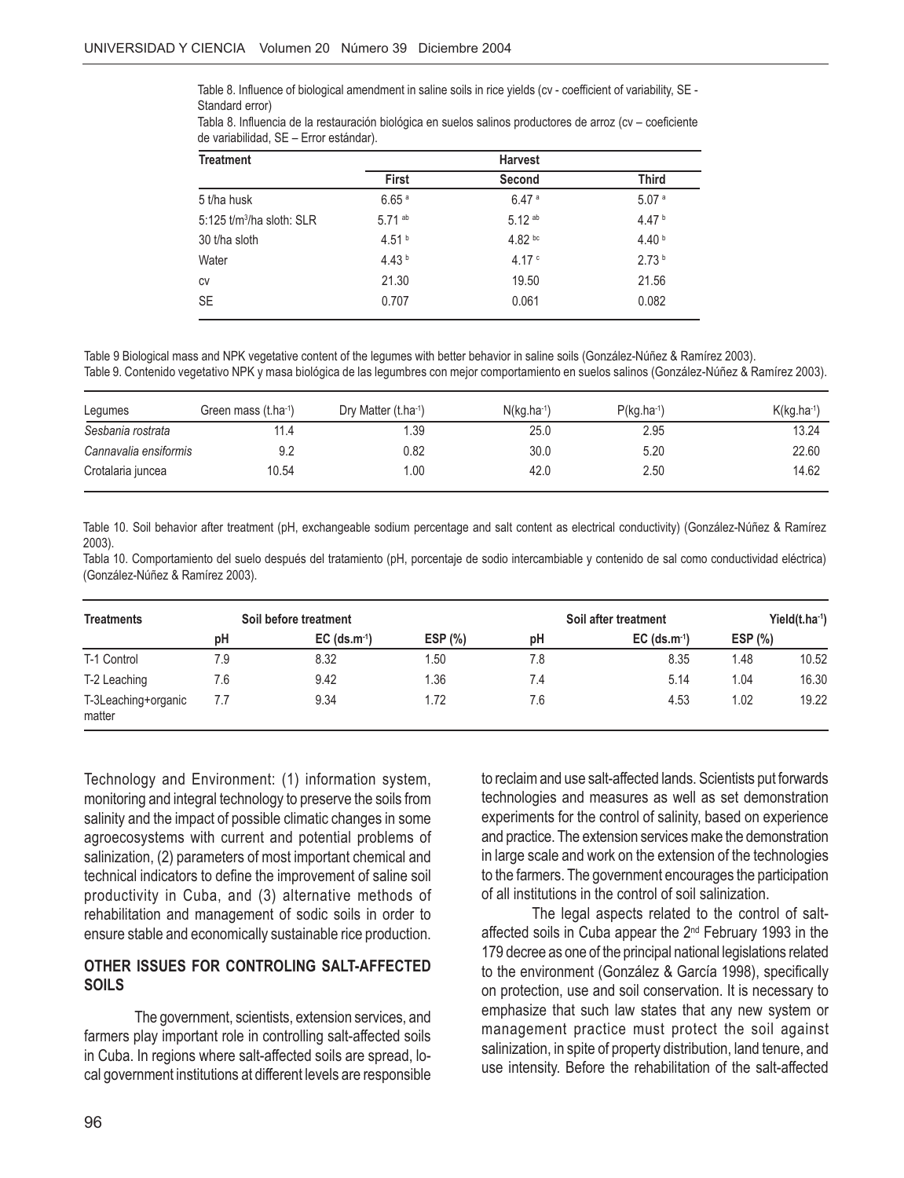Table 8. Influence of biological amendment in saline soils in rice yields (cv - coefficient of variability, SE - Standard error)

Tabla 8. Influencia de la restauración biológica en suelos salinos productores de arroz (cv – coeficiente de variabilidad, SE – Error estándar).

| Treatment | Harvest | | |
|---|---|---|---|
| | First | Second | Third |
| 5 t/ha husk | 6.65 [a] | 6.47 [a] | 5.07 [a] |
| 5:125 $t/m^3$/ha sloth: SLR | 5.71 [ab] | 5.12 [ab] | 4.47 [b] |
| 30 t/ha sloth | 4.51 [b] | 4.82 [bc] | 4.40 [b] |
| Water | 4.43 [b] | 4.17 [c] | 2.73 [b] |
| cv | 21.30 | 19.50 | 21.56 |
| SE | 0.707 | 0.061 | 0.082 |

Table 9 Biological mass and NPK vegetative content of the legumes with better behavior in saline soils (González-Núñez & Ramírez 2003).

Table 9. Contenido vegetativo NPK y masa biológica de las legumbres con mejor comportamiento en suelos salinos (González-Núñez & Ramírez 2003).

| Legumes | Green mass ($t.ha^{-1}$) | Dry Matter ($t.ha^{-1}$) | N($kg.ha^{-1}$) | P($kg.ha^{-1}$) | K($kg.ha^{-1}$) |
|---|---|---|---|---|---|
| *Sesbania rostrata* | 11.4 | 1.39 | 25.0 | 2.95 | 13.24 |
| *Cannavalia ensiformis* | 9.2 | 0.82 | 30.0 | 5.20 | 22.60 |
| Crotalaria juncea | 10.54 | 1.00 | 42.0 | 2.50 | 14.62 |

Table 10. Soil behavior after treatment (pH, exchangeable sodium percentage and salt content as electrical conductivity) (González-Núñez & Ramírez 2003).

Tabla 10. Comportamiento del suelo después del tratamiento (pH, porcentaje de sodio intercambiable y contenido de sal como conductividad eléctrica) (González-Núñez & Ramírez 2003).

| Treatments | Soil before treatment | | | Soil after treatment | | | Yield($t.ha^{-1}$) |
|---|---|---|---|---|---|---|---|
| | pH | EC ($ds.m^{-1}$) | ESP (%) | pH | EC ($ds.m^{-1}$) | ESP (%) | |
| T-1 Control | 7.9 | 8.32 | 1.50 | 7.8 | 8.35 | 1.48 | 10.52 |
| T-2 Leaching | 7.6 | 9.42 | 1.36 | 7.4 | 5.14 | 1.04 | 16.30 |
| T-3Leaching+organic matter | 7.7 | 9.34 | 1.72 | 7.6 | 4.53 | 1.02 | 19.22 |

Technology and Environment: (1) information system, monitoring and integral technology to preserve the soils from salinity and the impact of possible climatic changes in some agroecosystems with current and potential problems of salinization, (2) parameters of most important chemical and technical indicators to define the improvement of saline soil productivity in Cuba, and (3) alternative methods of rehabilitation and management of sodic soils in order to ensure stable and economically sustainable rice production.

## OTHER ISSUES FOR CONTROLING SALT-AFFECTED SOILS

The government, scientists, extension services, and farmers play important role in controlling salt-affected soils in Cuba. In regions where salt-affected soils are spread, local government institutions at different levels are responsible to reclaim and use salt-affected lands. Scientists put forwards technologies and measures as well as set demonstration experiments for the control of salinity, based on experience and practice. The extension services make the demonstration in large scale and work on the extension of the technologies to the farmers. The government encourages the participation of all institutions in the control of soil salinization.

The legal aspects related to the control of salt-affected soils in Cuba appear the 2nd February 1993 in the 179 decree as one of the principal national legislations related to the environment (González & García 1998), specifically on protection, use and soil conservation. It is necessary to emphasize that such law states that any new system or management practice must protect the soil against salinization, in spite of property distribution, land tenure, and use intensity. Before the rehabilitation of the salt-affected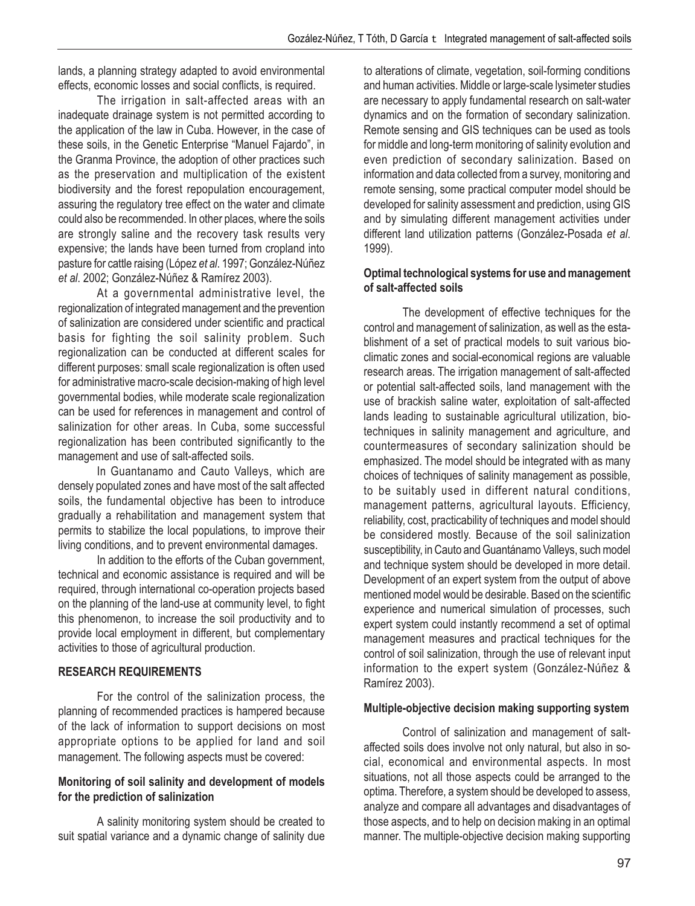lands, a planning strategy adapted to avoid environmental effects, economic losses and social conflicts, is required.

The irrigation in salt-affected areas with an inadequate drainage system is not permitted according to the application of the law in Cuba. However, in the case of these soils, in the Genetic Enterprise "Manuel Fajardo", in the Granma Province, the adoption of other practices such as the preservation and multiplication of the existent biodiversity and the forest repopulation encouragement, assuring the regulatory tree effect on the water and climate could also be recommended. In other places, where the soils are strongly saline and the recovery task results very expensive; the lands have been turned from cropland into pasture for cattle raising (López *et al*. 1997; González-Núñez *et al*. 2002; González-Núñez & Ramírez 2003).

At a governmental administrative level, the regionalization of integrated management and the prevention of salinization are considered under scientific and practical basis for fighting the soil salinity problem. Such regionalization can be conducted at different scales for different purposes: small scale regionalization is often used for administrative macro-scale decision-making of high level governmental bodies, while moderate scale regionalization can be used for references in management and control of salinization for other areas. In Cuba, some successful regionalization has been contributed significantly to the management and use of salt-affected soils.

In Guantanamo and Cauto Valleys, which are densely populated zones and have most of the salt affected soils, the fundamental objective has been to introduce gradually a rehabilitation and management system that permits to stabilize the local populations, to improve their living conditions, and to prevent environmental damages.

In addition to the efforts of the Cuban government, technical and economic assistance is required and will be required, through international co-operation projects based on the planning of the land-use at community level, to fight this phenomenon, to increase the soil productivity and to provide local employment in different, but complementary activities to those of agricultural production.

## RESEARCH REQUIREMENTS

For the control of the salinization process, the planning of recommended practices is hampered because of the lack of information to support decisions on most appropriate options to be applied for land and soil management. The following aspects must be covered:

### Monitoring of soil salinity and development of models for the prediction of salinization

A salinity monitoring system should be created to suit spatial variance and a dynamic change of salinity due to alterations of climate, vegetation, soil-forming conditions and human activities. Middle or large-scale lysimeter studies are necessary to apply fundamental research on salt-water dynamics and on the formation of secondary salinization. Remote sensing and GIS techniques can be used as tools for middle and long-term monitoring of salinity evolution and even prediction of secondary salinization. Based on information and data collected from a survey, monitoring and remote sensing, some practical computer model should be developed for salinity assessment and prediction, using GIS and by simulating different management activities under different land utilization patterns (González-Posada *et al*. 1999).

### Optimal technological systems for use and management of salt-affected soils

The development of effective techniques for the control and management of salinization, as well as the establishment of a set of practical models to suit various bioclimatic zones and social-economical regions are valuable research areas. The irrigation management of salt-affected or potential salt-affected soils, land management with the use of brackish saline water, exploitation of salt-affected lands leading to sustainable agricultural utilization, biotechniques in salinity management and agriculture, and countermeasures of secondary salinization should be emphasized. The model should be integrated with as many choices of techniques of salinity management as possible, to be suitably used in different natural conditions, management patterns, agricultural layouts. Efficiency, reliability, cost, practicability of techniques and model should be considered mostly. Because of the soil salinization susceptibility, in Cauto and Guantánamo Valleys, such model and technique system should be developed in more detail. Development of an expert system from the output of above mentioned model would be desirable. Based on the scientific experience and numerical simulation of processes, such expert system could instantly recommend a set of optimal management measures and practical techniques for the control of soil salinization, through the use of relevant input information to the expert system (González-Núñez & Ramírez 2003).

### Multiple-objective decision making supporting system

Control of salinization and management of salt-affected soils does involve not only natural, but also in social, economical and environmental aspects. In most situations, not all those aspects could be arranged to the optima. Therefore, a system should be developed to assess, analyze and compare all advantages and disadvantages of those aspects, and to help on decision making in an optimal manner. The multiple-objective decision making supporting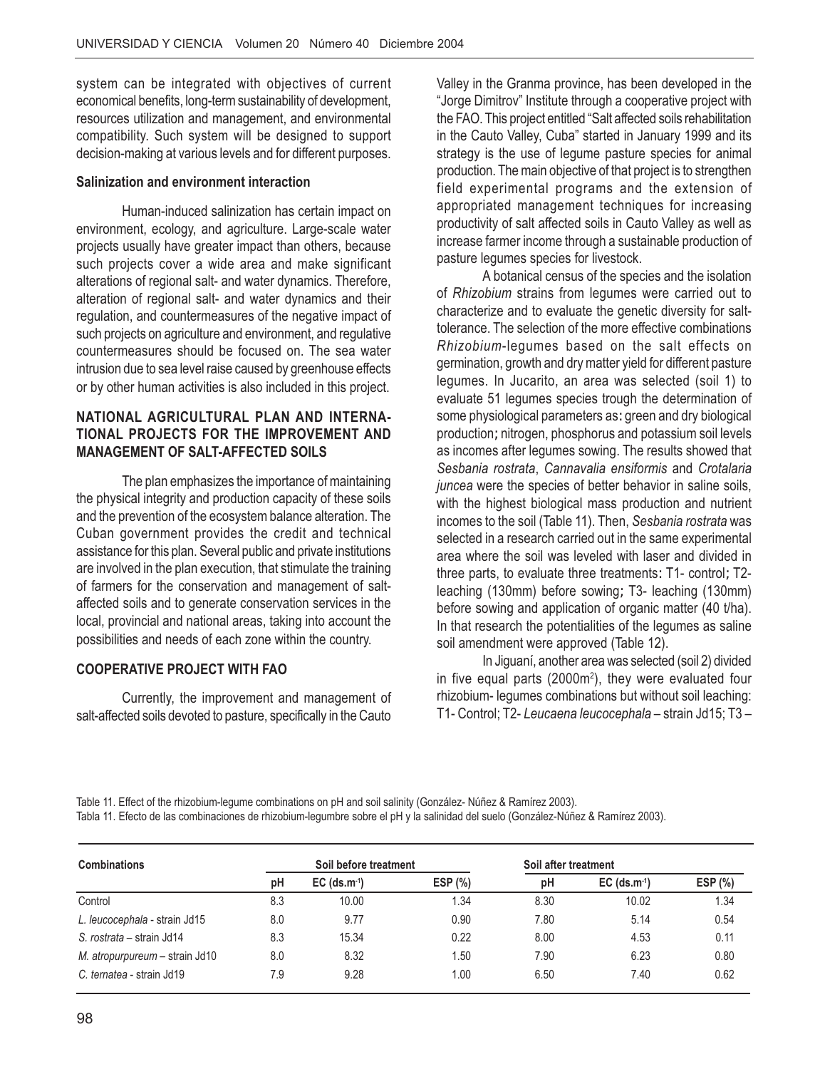system can be integrated with objectives of current economical benefits, long-term sustainability of development, resources utilization and management, and environmental compatibility. Such system will be designed to support decision-making at various levels and for different purposes.

**Salinization and environment interaction**

Human-induced salinization has certain impact on environment, ecology, and agriculture. Large-scale water projects usually have greater impact than others, because such projects cover a wide area and make significant alterations of regional salt- and water dynamics. Therefore, alteration of regional salt- and water dynamics and their regulation, and countermeasures of the negative impact of such projects on agriculture and environment, and regulative countermeasures should be focused on. The sea water intrusion due to sea level raise caused by greenhouse effects or by other human activities is also included in this project.

## NATIONAL AGRICULTURAL PLAN AND INTERNATIONAL PROJECTS FOR THE IMPROVEMENT AND MANAGEMENT OF SALT-AFFECTED SOILS

The plan emphasizes the importance of maintaining the physical integrity and production capacity of these soils and the prevention of the ecosystem balance alteration. The Cuban government provides the credit and technical assistance for this plan. Several public and private institutions are involved in the plan execution, that stimulate the training of farmers for the conservation and management of salt-affected soils and to generate conservation services in the local, provincial and national areas, taking into account the possibilities and needs of each zone within the country.

## COOPERATIVE PROJECT WITH FAO

Currently, the improvement and management of salt-affected soils devoted to pasture, specifically in the Cauto Valley in the Granma province, has been developed in the "Jorge Dimitrov" Institute through a cooperative project with the FAO. This project entitled "Salt affected soils rehabilitation in the Cauto Valley, Cuba" started in January 1999 and its strategy is the use of legume pasture species for animal production. The main objective of that project is to strengthen field experimental programs and the extension of appropriated management techniques for increasing productivity of salt affected soils in Cauto Valley as well as increase farmer income through a sustainable production of pasture legumes species for livestock.

A botanical census of the species and the isolation of *Rhizobium* strains from legumes were carried out to characterize and to evaluate the genetic diversity for salt-tolerance. The selection of the more effective combinations *Rhizobium*-legumes based on the salt effects on germination, growth and dry matter yield for different pasture legumes. In Jucarito, an area was selected (soil 1) to evaluate 51 legumes species trough the determination of some physiological parameters as: green and dry biological production; nitrogen, phosphorus and potassium soil levels as incomes after legumes sowing. The results showed that *Sesbania rostrata*, *Cannavalia ensiformis* and *Crotalaria juncea* were the species of better behavior in saline soils, with the highest biological mass production and nutrient incomes to the soil (Table 11). Then, *Sesbania rostrata* was selected in a research carried out in the same experimental area where the soil was leveled with laser and divided in three parts, to evaluate three treatments: T1- control; T2- leaching (130mm) before sowing; T3- leaching (130mm) before sowing and application of organic matter (40 t/ha). In that research the potentialities of the legumes as saline soil amendment were approved (Table 12).

In Jiguaní, another area was selected (soil 2) divided in five equal parts (2000m$^2$), they were evaluated four rhizobium- legumes combinations but without soil leaching: T1- Control; T2- *Leucaena leucocephala* – strain Jd15; T3 –

Table 11. Effect of the rhizobium-legume combinations on pH and soil salinity (González- Núñez & Ramírez 2003).
Tabla 11. Efecto de las combinaciones de rhizobium-legumbre sobre el pH y la salinidad del suelo (González-Núñez & Ramírez 2003).

| Combinations | Soil before treatment | | | Soil after treatment | | |
|---|---|---|---|---|---|---|
| | pH | EC (ds.m$^{-1}$) | ESP (%) | pH | EC (ds.m$^{-1}$) | ESP (%) |
| Control | 8.3 | 10.00 | 1.34 | 8.30 | 10.02 | 1.34 |
| *L. leucocephala* - strain Jd15 | 8.0 | 9.77 | 0.90 | 7.80 | 5.14 | 0.54 |
| *S. rostrata* – strain Jd14 | 8.3 | 15.34 | 0.22 | 8.00 | 4.53 | 0.11 |
| *M. atropurpureum* – strain Jd10 | 8.0 | 8.32 | 1.50 | 7.90 | 6.23 | 0.80 |
| *C. ternatea* - strain Jd19 | 7.9 | 9.28 | 1.00 | 6.50 | 7.40 | 0.62 |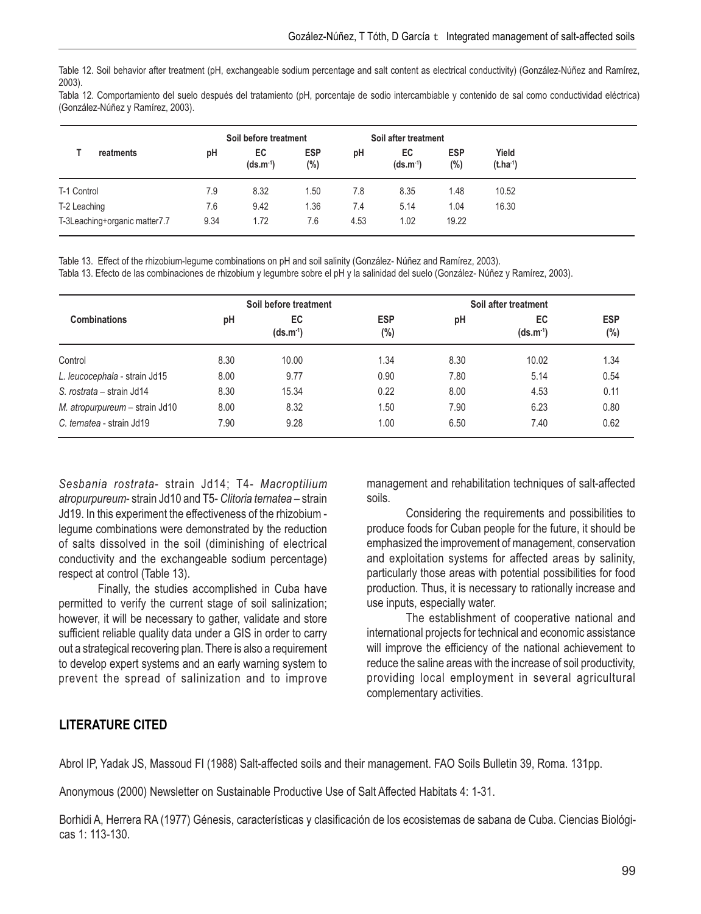Table 12. Soil behavior after treatment (pH, exchangeable sodium percentage and salt content as electrical conductivity) (González-Núñez and Ramírez, 2003).

Tabla 12. Comportamiento del suelo después del tratamiento (pH, porcentaje de sodio intercambiable y contenido de sal como conductividad eléctrica) (González-Núñez y Ramírez, 2003).

| T reatments | Soil before treatment | | | Soil after treatment | | | |
|---|---|---|---|---|---|---|---|
| | pH | EC ($ds.m^{-1}$) | ESP (%) | pH | EC ($ds.m^{-1}$) | ESP (%) | Yield ($t.ha^{-1}$) |
| T-1 Control | 7.9 | 8.32 | 1.50 | 7.8 | 8.35 | 1.48 | 10.52 |
| T-2 Leaching | 7.6 | 9.42 | 1.36 | 7.4 | 5.14 | 1.04 | 16.30 |
| T-3Leaching+organic matter7.7 | 9.34 | 1.72 | 7.6 | 4.53 | 1.02 | 19.22 | |

Table 13. Effect of the rhizobium-legume combinations on pH and soil salinity (González- Núñez and Ramírez, 2003).

Tabla 13. Efecto de las combinaciones de rhizobium y legumbre sobre el pH y la salinidad del suelo (González- Núñez y Ramírez, 2003).

| Combinations | Soil before treatment | | | Soil after treatment | | |
|---|---|---|---|---|---|---|
| | pH | EC ($ds.m^{-1}$) | ESP (%) | pH | EC ($ds.m^{-1}$) | ESP (%) |
| Control | 8.30 | 10.00 | 1.34 | 8.30 | 10.02 | 1.34 |
| *L. leucocephala* - strain Jd15 | 8.00 | 9.77 | 0.90 | 7.80 | 5.14 | 0.54 |
| *S. rostrata* – strain Jd14 | 8.30 | 15.34 | 0.22 | 8.00 | 4.53 | 0.11 |
| *M. atropurpureum* – strain Jd10 | 8.00 | 8.32 | 1.50 | 7.90 | 6.23 | 0.80 |
| *C. ternatea* - strain Jd19 | 7.90 | 9.28 | 1.00 | 6.50 | 7.40 | 0.62 |

*Sesbania rostrata*- strain Jd14; T4- *Macroptilium atropurpureum*- strain Jd10 and T5- *Clitoria ternatea* – strain Jd19. In this experiment the effectiveness of the rhizobium - legume combinations were demonstrated by the reduction of salts dissolved in the soil (diminishing of electrical conductivity and the exchangeable sodium percentage) respect at control (Table 13).

Finally, the studies accomplished in Cuba have permitted to verify the current stage of soil salinization; however, it will be necessary to gather, validate and store sufficient reliable quality data under a GIS in order to carry out a strategical recovering plan. There is also a requirement to develop expert systems and an early warning system to prevent the spread of salinization and to improve management and rehabilitation techniques of salt-affected soils.

Considering the requirements and possibilities to produce foods for Cuban people for the future, it should be emphasized the improvement of management, conservation and exploitation systems for affected areas by salinity, particularly those areas with potential possibilities for food production. Thus, it is necessary to rationally increase and use inputs, especially water.

The establishment of cooperative national and international projects for technical and economic assistance will improve the efficiency of the national achievement to reduce the saline areas with the increase of soil productivity, providing local employment in several agricultural complementary activities.

## LITERATURE CITED

Abrol IP, Yadak JS, Massoud FI (1988) Salt-affected soils and their management. FAO Soils Bulletin 39, Roma. 131pp.

Anonymous (2000) Newsletter on Sustainable Productive Use of Salt Affected Habitats 4: 1-31.

Borhidi A, Herrera RA (1977) Génesis, características y clasificación de los ecosistemas de sabana de Cuba. Ciencias Biológicas 1: 113-130.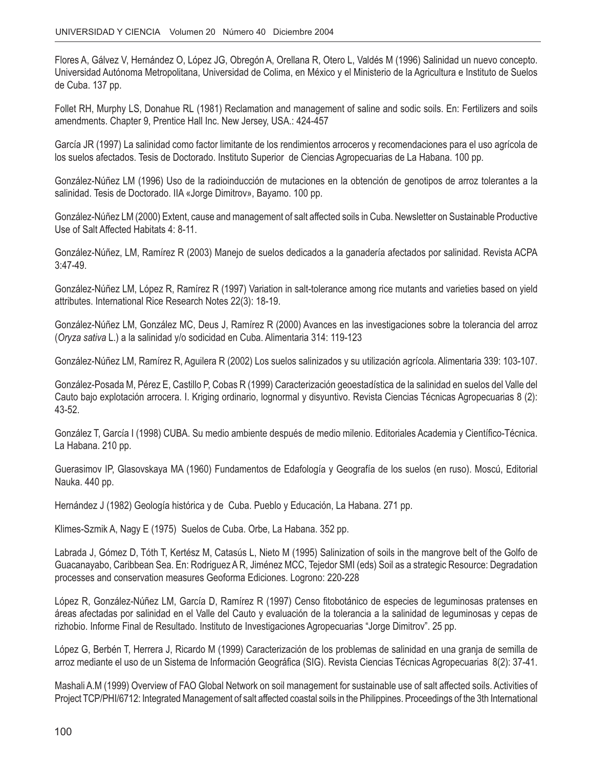Flores A, Gálvez V, Hernández O, López JG, Obregón A, Orellana R, Otero L, Valdés M (1996) Salinidad un nuevo concepto. Universidad Autónoma Metropolitana, Universidad de Colima, en México y el Ministerio de la Agricultura e Instituto de Suelos de Cuba. 137 pp.

Follet RH, Murphy LS, Donahue RL (1981) Reclamation and management of saline and sodic soils. En: Fertilizers and soils amendments. Chapter 9, Prentice Hall Inc. New Jersey, USA.: 424-457

García JR (1997) La salinidad como factor limitante de los rendimientos arroceros y recomendaciones para el uso agrícola de los suelos afectados. Tesis de Doctorado. Instituto Superior de Ciencias Agropecuarias de La Habana. 100 pp.

González-Núñez LM (1996) Uso de la radioinducción de mutaciones en la obtención de genotipos de arroz tolerantes a la salinidad. Tesis de Doctorado. IIA «Jorge Dimitrov», Bayamo. 100 pp.

González-Núñez LM (2000) Extent, cause and management of salt affected soils in Cuba. Newsletter on Sustainable Productive Use of Salt Affected Habitats 4: 8-11.

González-Núñez, LM, Ramírez R (2003) Manejo de suelos dedicados a la ganadería afectados por salinidad. Revista ACPA 3:47-49.

González-Núñez LM, López R, Ramírez R (1997) Variation in salt-tolerance among rice mutants and varieties based on yield attributes. International Rice Research Notes 22(3): 18-19.

González-Núñez LM, González MC, Deus J, Ramírez R (2000) Avances en las investigaciones sobre la tolerancia del arroz (*Oryza sativa* L.) a la salinidad y/o sodicidad en Cuba. Alimentaria 314: 119-123

González-Núñez LM, Ramírez R, Aguilera R (2002) Los suelos salinizados y su utilización agrícola. Alimentaria 339: 103-107.

González-Posada M, Pérez E, Castillo P, Cobas R (1999) Caracterización geoestadística de la salinidad en suelos del Valle del Cauto bajo explotación arrocera. I. Kriging ordinario, lognormal y disyuntivo. Revista Ciencias Técnicas Agropecuarias 8 (2): 43-52.

González T, García I (1998) CUBA. Su medio ambiente después de medio milenio. Editoriales Academia y Científico-Técnica. La Habana. 210 pp.

Guerasimov IP, Glasovskaya MA (1960) Fundamentos de Edafología y Geografía de los suelos (en ruso). Moscú, Editorial Nauka. 440 pp.

Hernández J (1982) Geología histórica y de Cuba. Pueblo y Educación, La Habana. 271 pp.

Klimes-Szmik A, Nagy E (1975) Suelos de Cuba. Orbe, La Habana. 352 pp.

Labrada J, Gómez D, Tóth T, Kertész M, Catasús L, Nieto M (1995) Salinization of soils in the mangrove belt of the Golfo de Guacanayabo, Caribbean Sea. En: Rodriguez A R, Jiménez MCC, Tejedor SMI (eds) Soil as a strategic Resource: Degradation processes and conservation measures Geoforma Ediciones. Logrono: 220-228

López R, González-Núñez LM, García D, Ramírez R (1997) Censo fitobotánico de especies de leguminosas pratenses en áreas afectadas por salinidad en el Valle del Cauto y evaluación de la tolerancia a la salinidad de leguminosas y cepas de rizhobio. Informe Final de Resultado. Instituto de Investigaciones Agropecuarias "Jorge Dimitrov". 25 pp.

López G, Berbén T, Herrera J, Ricardo M (1999) Caracterización de los problemas de salinidad en una granja de semilla de arroz mediante el uso de un Sistema de Información Geográfica (SIG). Revista Ciencias Técnicas Agropecuarias 8(2): 37-41.

Mashali A.M (1999) Overview of FAO Global Network on soil management for sustainable use of salt affected soils. Activities of Project TCP/PHI/6712: Integrated Management of salt affected coastal soils in the Philippines. Proceedings of the 3th International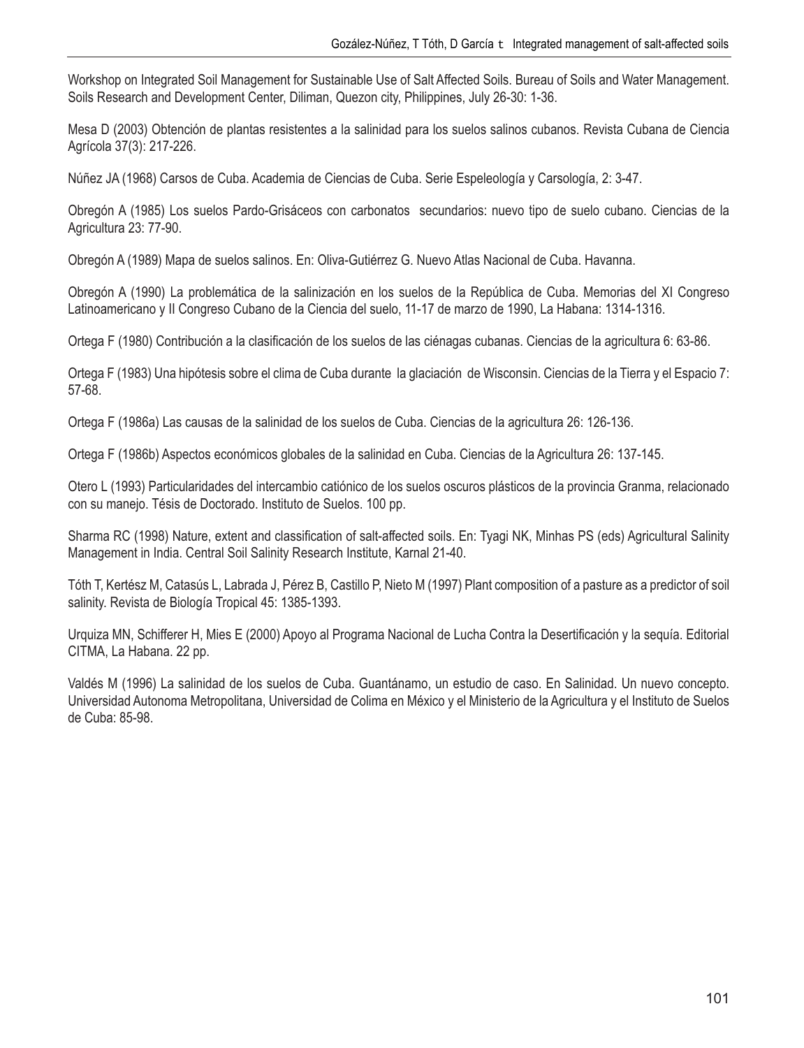Workshop on Integrated Soil Management for Sustainable Use of Salt Affected Soils. Bureau of Soils and Water Management. Soils Research and Development Center, Diliman, Quezon city, Philippines, July 26-30: 1-36.

Mesa D (2003) Obtención de plantas resistentes a la salinidad para los suelos salinos cubanos. Revista Cubana de Ciencia Agrícola 37(3): 217-226.

Núñez JA (1968) Carsos de Cuba. Academia de Ciencias de Cuba. Serie Espeleología y Carsología, 2: 3-47.

Obregón A (1985) Los suelos Pardo-Grisáceos con carbonatos secundarios: nuevo tipo de suelo cubano. Ciencias de la Agricultura 23: 77-90.

Obregón A (1989) Mapa de suelos salinos. En: Oliva-Gutiérrez G. Nuevo Atlas Nacional de Cuba. Havanna.

Obregón A (1990) La problemática de la salinización en los suelos de la República de Cuba. Memorias del XI Congreso Latinoamericano y II Congreso Cubano de la Ciencia del suelo, 11-17 de marzo de 1990, La Habana: 1314-1316.

Ortega F (1980) Contribución a la clasificación de los suelos de las ciénagas cubanas. Ciencias de la agricultura 6: 63-86.

Ortega F (1983) Una hipótesis sobre el clima de Cuba durante la glaciación de Wisconsin. Ciencias de la Tierra y el Espacio 7: 57-68.

Ortega F (1986a) Las causas de la salinidad de los suelos de Cuba. Ciencias de la agricultura 26: 126-136.

Ortega F (1986b) Aspectos económicos globales de la salinidad en Cuba. Ciencias de la Agricultura 26: 137-145.

Otero L (1993) Particularidades del intercambio catiónico de los suelos oscuros plásticos de la provincia Granma, relacionado con su manejo. Tésis de Doctorado. Instituto de Suelos. 100 pp.

Sharma RC (1998) Nature, extent and classification of salt-affected soils. En: Tyagi NK, Minhas PS (eds) Agricultural Salinity Management in India. Central Soil Salinity Research Institute, Karnal 21-40.

Tóth T, Kertész M, Catasús L, Labrada J, Pérez B, Castillo P, Nieto M (1997) Plant composition of a pasture as a predictor of soil salinity. Revista de Biología Tropical 45: 1385-1393.

Urquiza MN, Schifferer H, Mies E (2000) Apoyo al Programa Nacional de Lucha Contra la Desertificación y la sequía. Editorial CITMA, La Habana. 22 pp.

Valdés M (1996) La salinidad de los suelos de Cuba. Guantánamo, un estudio de caso. En Salinidad. Un nuevo concepto. Universidad Autonoma Metropolitana, Universidad de Colima en México y el Ministerio de la Agricultura y el Instituto de Suelos de Cuba: 85-98.